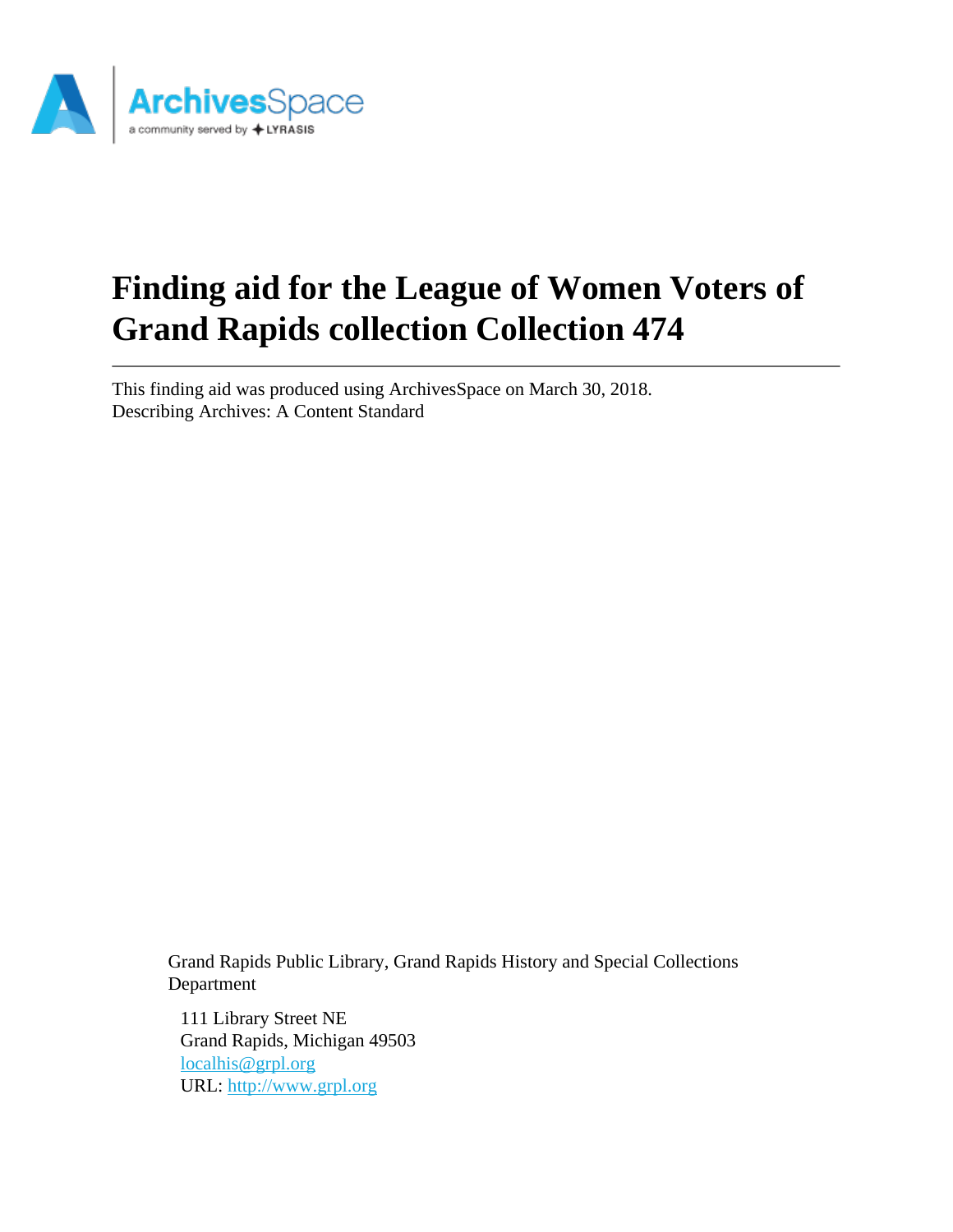# Finding aid for the League of Women Voters of Grand Rapids collection Collection 474

This finding aid was produced using ArchivesSpace on March 30, 2018.
Describing Archives: A Content Standard

Grand Rapids Public Library, Grand Rapids History and Special Collections Department

111 Library Street NE
Grand Rapids, Michigan 49503
localhis@grpl.org
URL: http://www.grpl.org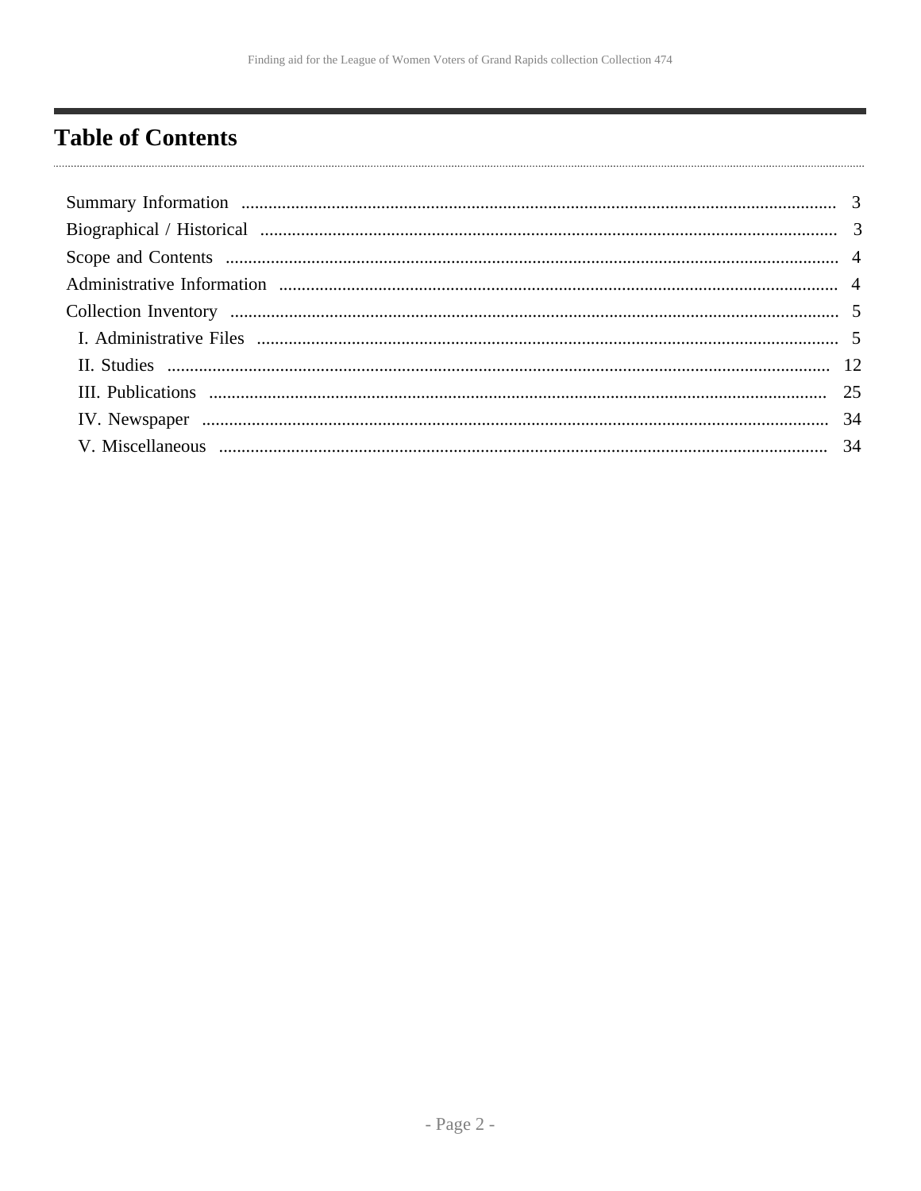# Table of Contents

- Summary Information ........ 3
- Biographical / Historical ........ 3
- Scope and Contents ........ 4
- Administrative Information ........ 4
- Collection Inventory ........ 5
  - I. Administrative Files ........ 5
  - II. Studies ........ 12
  - III. Publications ........ 25
  - IV. Newspaper ........ 34
  - V. Miscellaneous ........ 34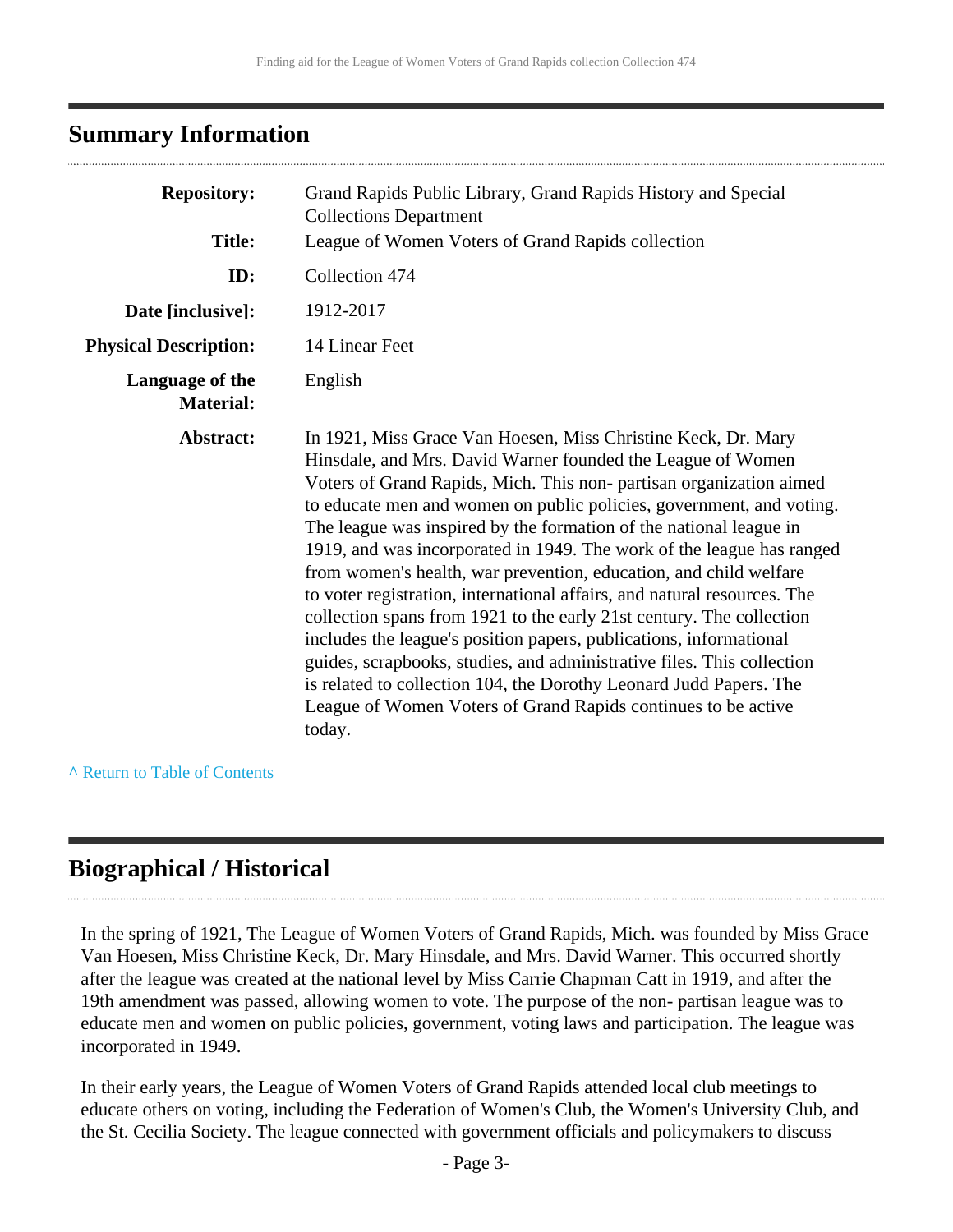## Summary Information

| | |
|---|---|
| **Repository:** | Grand Rapids Public Library, Grand Rapids History and Special Collections Department |
| **Title:** | League of Women Voters of Grand Rapids collection |
| **ID:** | Collection 474 |
| **Date [inclusive]:** | 1912-2017 |
| **Physical Description:** | 14 Linear Feet |
| **Language of the Material:** | English |
| **Abstract:** | In 1921, Miss Grace Van Hoesen, Miss Christine Keck, Dr. Mary Hinsdale, and Mrs. David Warner founded the League of Women Voters of Grand Rapids, Mich. This non- partisan organization aimed to educate men and women on public policies, government, and voting. The league was inspired by the formation of the national league in 1919, and was incorporated in 1949. The work of the league has ranged from women's health, war prevention, education, and child welfare to voter registration, international affairs, and natural resources. The collection spans from 1921 to the early 21st century. The collection includes the league's position papers, publications, informational guides, scrapbooks, studies, and administrative files. This collection is related to collection 104, the Dorothy Leonard Judd Papers. The League of Women Voters of Grand Rapids continues to be active today. |

^ Return to Table of Contents

## Biographical / Historical

In the spring of 1921, The League of Women Voters of Grand Rapids, Mich. was founded by Miss Grace Van Hoesen, Miss Christine Keck, Dr. Mary Hinsdale, and Mrs. David Warner. This occurred shortly after the league was created at the national level by Miss Carrie Chapman Catt in 1919, and after the 19th amendment was passed, allowing women to vote. The purpose of the non- partisan league was to educate men and women on public policies, government, voting laws and participation. The league was incorporated in 1949.

In their early years, the League of Women Voters of Grand Rapids attended local club meetings to educate others on voting, including the Federation of Women's Club, the Women's University Club, and the St. Cecilia Society. The league connected with government officials and policymakers to discuss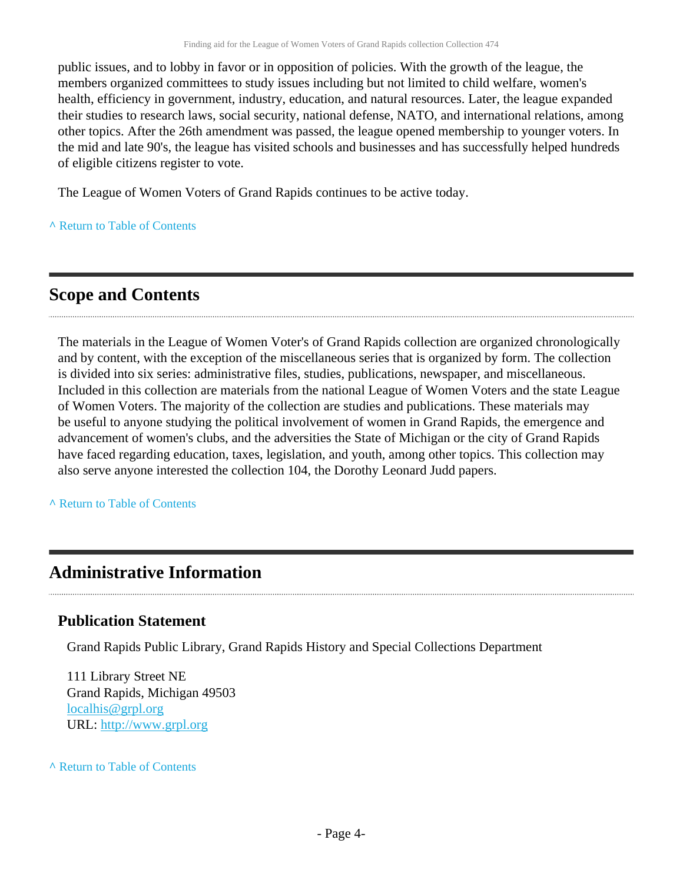public issues, and to lobby in favor or in opposition of policies. With the growth of the league, the members organized committees to study issues including but not limited to child welfare, women's health, efficiency in government, industry, education, and natural resources. Later, the league expanded their studies to research laws, social security, national defense, NATO, and international relations, among other topics. After the 26th amendment was passed, the league opened membership to younger voters. In the mid and late 90's, the league has visited schools and businesses and has successfully helped hundreds of eligible citizens register to vote.

The League of Women Voters of Grand Rapids continues to be active today.

^ Return to Table of Contents

## Scope and Contents

The materials in the League of Women Voter's of Grand Rapids collection are organized chronologically and by content, with the exception of the miscellaneous series that is organized by form. The collection is divided into six series: administrative files, studies, publications, newspaper, and miscellaneous. Included in this collection are materials from the national League of Women Voters and the state League of Women Voters. The majority of the collection are studies and publications. These materials may be useful to anyone studying the political involvement of women in Grand Rapids, the emergence and advancement of women's clubs, and the adversities the State of Michigan or the city of Grand Rapids have faced regarding education, taxes, legislation, and youth, among other topics. This collection may also serve anyone interested the collection 104, the Dorothy Leonard Judd papers.

^ Return to Table of Contents

## Administrative Information

### Publication Statement

Grand Rapids Public Library, Grand Rapids History and Special Collections Department

111 Library Street NE
Grand Rapids, Michigan 49503
localhis@grpl.org
URL: http://www.grpl.org

^ Return to Table of Contents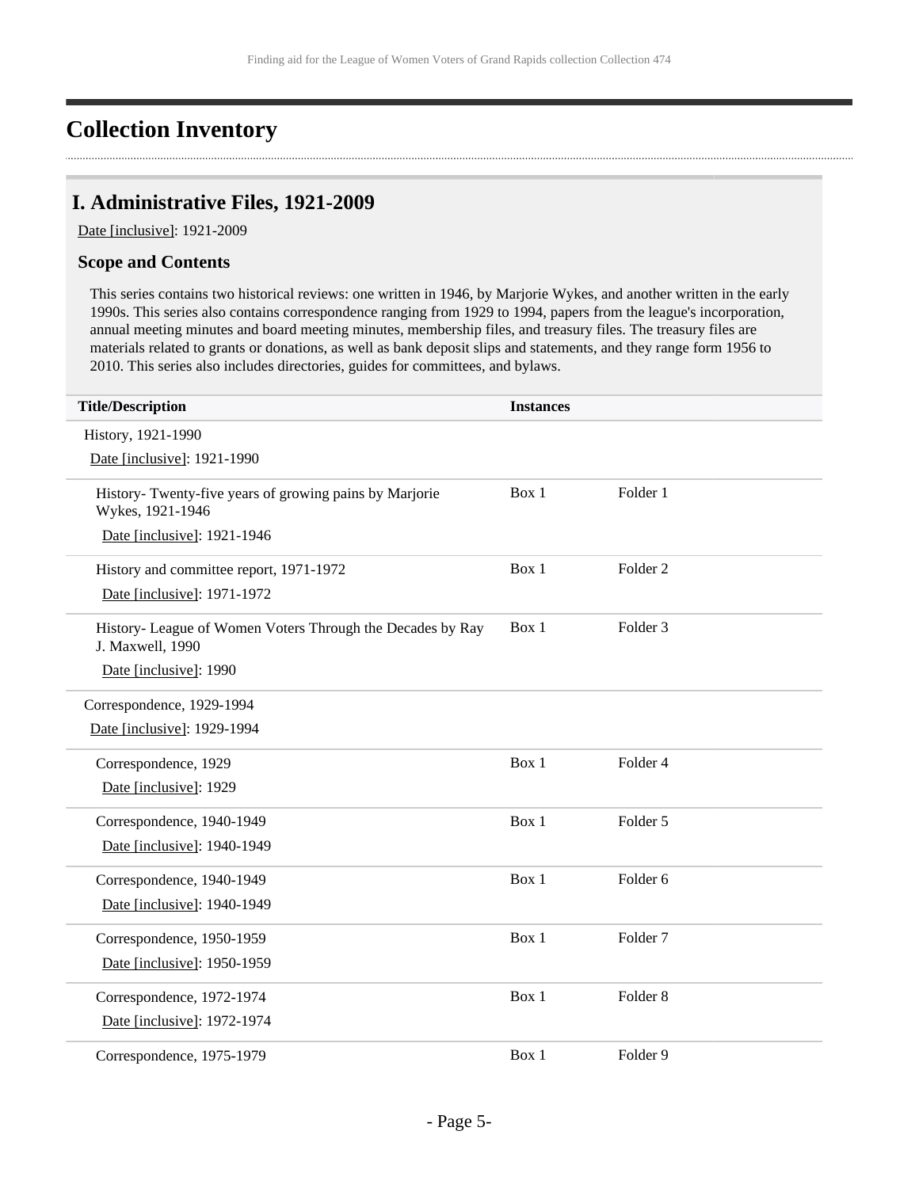# Collection Inventory

## I. Administrative Files, 1921-2009

Date [inclusive]: 1921-2009

### Scope and Contents

This series contains two historical reviews: one written in 1946, by Marjorie Wykes, and another written in the early 1990s. This series also contains correspondence ranging from 1929 to 1994, papers from the league's incorporation, annual meeting minutes and board meeting minutes, membership files, and treasury files. The treasury files are materials related to grants or donations, as well as bank deposit slips and statements, and they range form 1956 to 2010. This series also includes directories, guides for committees, and bylaws.

| Title/Description | Instances | |
|---|---|---|
| History, 1921-1990<br>Date [inclusive]: 1921-1990 | | |
| History- Twenty-five years of growing pains by Marjorie Wykes, 1921-1946<br>Date [inclusive]: 1921-1946 | Box 1 | Folder 1 |
| History and committee report, 1971-1972<br>Date [inclusive]: 1971-1972 | Box 1 | Folder 2 |
| History- League of Women Voters Through the Decades by Ray J. Maxwell, 1990<br>Date [inclusive]: 1990 | Box 1 | Folder 3 |
| Correspondence, 1929-1994<br>Date [inclusive]: 1929-1994 | | |
| Correspondence, 1929<br>Date [inclusive]: 1929 | Box 1 | Folder 4 |
| Correspondence, 1940-1949<br>Date [inclusive]: 1940-1949 | Box 1 | Folder 5 |
| Correspondence, 1940-1949<br>Date [inclusive]: 1940-1949 | Box 1 | Folder 6 |
| Correspondence, 1950-1959<br>Date [inclusive]: 1950-1959 | Box 1 | Folder 7 |
| Correspondence, 1972-1974<br>Date [inclusive]: 1972-1974 | Box 1 | Folder 8 |
| Correspondence, 1975-1979 | Box 1 | Folder 9 |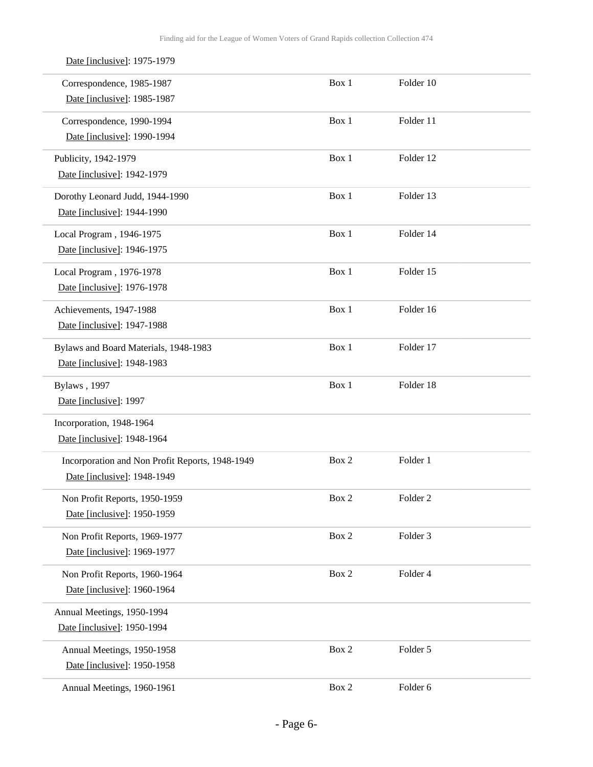Date [inclusive]: 1975-1979

| Description | Box | Folder |
| --- | --- | --- |
| Correspondence, 1985-1987<br>Date [inclusive]: 1985-1987 | Box 1 | Folder 10 |
| Correspondence, 1990-1994<br>Date [inclusive]: 1990-1994 | Box 1 | Folder 11 |
| Publicity, 1942-1979<br>Date [inclusive]: 1942-1979 | Box 1 | Folder 12 |
| Dorothy Leonard Judd, 1944-1990<br>Date [inclusive]: 1944-1990 | Box 1 | Folder 13 |
| Local Program , 1946-1975<br>Date [inclusive]: 1946-1975 | Box 1 | Folder 14 |
| Local Program , 1976-1978<br>Date [inclusive]: 1976-1978 | Box 1 | Folder 15 |
| Achievements, 1947-1988<br>Date [inclusive]: 1947-1988 | Box 1 | Folder 16 |
| Bylaws and Board Materials, 1948-1983<br>Date [inclusive]: 1948-1983 | Box 1 | Folder 17 |
| Bylaws , 1997<br>Date [inclusive]: 1997 | Box 1 | Folder 18 |
| Incorporation, 1948-1964<br>Date [inclusive]: 1948-1964 | | |
| Incorporation and Non Profit Reports, 1948-1949<br>Date [inclusive]: 1948-1949 | Box 2 | Folder 1 |
| Non Profit Reports, 1950-1959<br>Date [inclusive]: 1950-1959 | Box 2 | Folder 2 |
| Non Profit Reports, 1969-1977<br>Date [inclusive]: 1969-1977 | Box 2 | Folder 3 |
| Non Profit Reports, 1960-1964<br>Date [inclusive]: 1960-1964 | Box 2 | Folder 4 |
| Annual Meetings, 1950-1994<br>Date [inclusive]: 1950-1994 | | |
| Annual Meetings, 1950-1958<br>Date [inclusive]: 1950-1958 | Box 2 | Folder 5 |
| Annual Meetings, 1960-1961 | Box 2 | Folder 6 |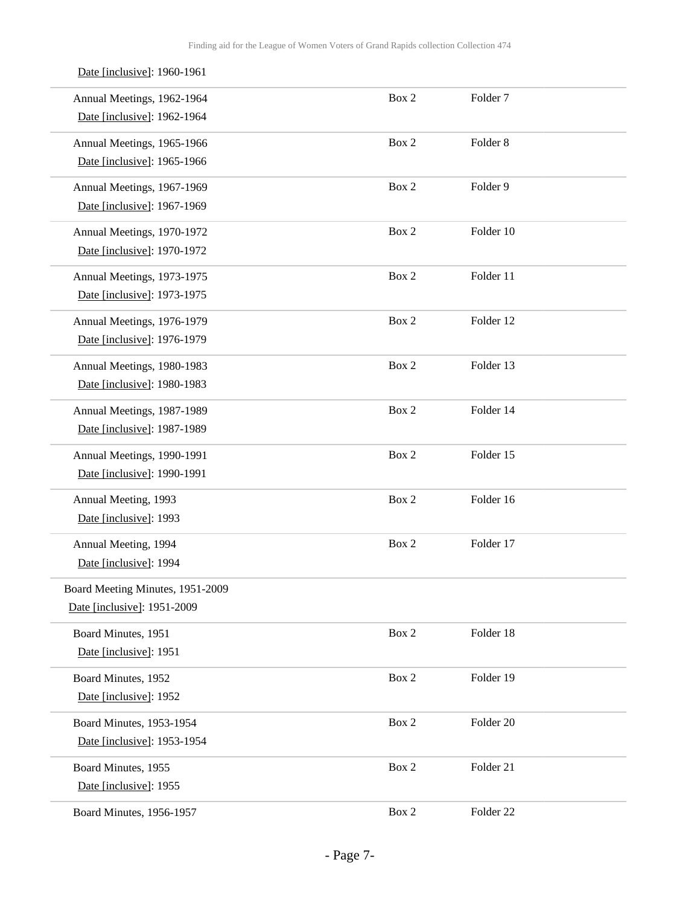Date [inclusive]: 1960-1961

| Title | Box | Folder |
|---|---|---|
| Annual Meetings, 1962-1964<br>Date [inclusive]: 1962-1964 | Box 2 | Folder 7 |
| Annual Meetings, 1965-1966<br>Date [inclusive]: 1965-1966 | Box 2 | Folder 8 |
| Annual Meetings, 1967-1969<br>Date [inclusive]: 1967-1969 | Box 2 | Folder 9 |
| Annual Meetings, 1970-1972<br>Date [inclusive]: 1970-1972 | Box 2 | Folder 10 |
| Annual Meetings, 1973-1975<br>Date [inclusive]: 1973-1975 | Box 2 | Folder 11 |
| Annual Meetings, 1976-1979<br>Date [inclusive]: 1976-1979 | Box 2 | Folder 12 |
| Annual Meetings, 1980-1983<br>Date [inclusive]: 1980-1983 | Box 2 | Folder 13 |
| Annual Meetings, 1987-1989<br>Date [inclusive]: 1987-1989 | Box 2 | Folder 14 |
| Annual Meetings, 1990-1991<br>Date [inclusive]: 1990-1991 | Box 2 | Folder 15 |
| Annual Meeting, 1993<br>Date [inclusive]: 1993 | Box 2 | Folder 16 |
| Annual Meeting, 1994<br>Date [inclusive]: 1994 | Box 2 | Folder 17 |

Board Meeting Minutes, 1951-2009
Date [inclusive]: 1951-2009

| Title | Box | Folder |
|---|---|---|
| Board Minutes, 1951<br>Date [inclusive]: 1951 | Box 2 | Folder 18 |
| Board Minutes, 1952<br>Date [inclusive]: 1952 | Box 2 | Folder 19 |
| Board Minutes, 1953-1954<br>Date [inclusive]: 1953-1954 | Box 2 | Folder 20 |
| Board Minutes, 1955<br>Date [inclusive]: 1955 | Box 2 | Folder 21 |
| Board Minutes, 1956-1957 | Box 2 | Folder 22 |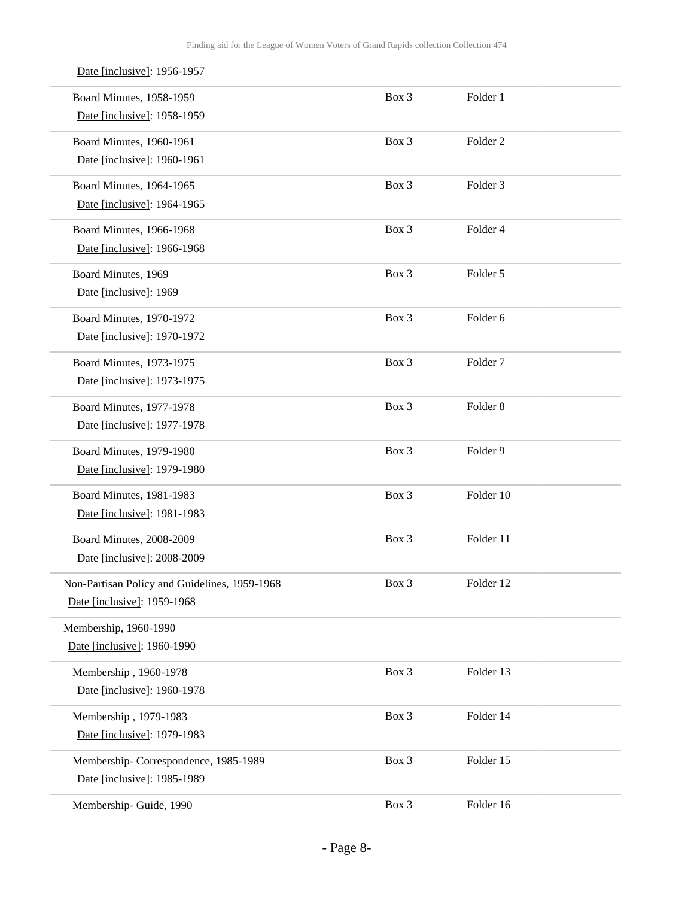Date [inclusive]: 1956-1957

| Title | Box | Folder |
| --- | --- | --- |
| Board Minutes, 1958-1959<br>Date [inclusive]: 1958-1959 | Box 3 | Folder 1 |
| Board Minutes, 1960-1961<br>Date [inclusive]: 1960-1961 | Box 3 | Folder 2 |
| Board Minutes, 1964-1965<br>Date [inclusive]: 1964-1965 | Box 3 | Folder 3 |
| Board Minutes, 1966-1968<br>Date [inclusive]: 1966-1968 | Box 3 | Folder 4 |
| Board Minutes, 1969<br>Date [inclusive]: 1969 | Box 3 | Folder 5 |
| Board Minutes, 1970-1972<br>Date [inclusive]: 1970-1972 | Box 3 | Folder 6 |
| Board Minutes, 1973-1975<br>Date [inclusive]: 1973-1975 | Box 3 | Folder 7 |
| Board Minutes, 1977-1978<br>Date [inclusive]: 1977-1978 | Box 3 | Folder 8 |
| Board Minutes, 1979-1980<br>Date [inclusive]: 1979-1980 | Box 3 | Folder 9 |
| Board Minutes, 1981-1983<br>Date [inclusive]: 1981-1983 | Box 3 | Folder 10 |
| Board Minutes, 2008-2009<br>Date [inclusive]: 2008-2009 | Box 3 | Folder 11 |
| Non-Partisan Policy and Guidelines, 1959-1968<br>Date [inclusive]: 1959-1968 | Box 3 | Folder 12 |
| Membership, 1960-1990<br>Date [inclusive]: 1960-1990 | | |
| Membership , 1960-1978<br>Date [inclusive]: 1960-1978 | Box 3 | Folder 13 |
| Membership , 1979-1983<br>Date [inclusive]: 1979-1983 | Box 3 | Folder 14 |
| Membership- Correspondence, 1985-1989<br>Date [inclusive]: 1985-1989 | Box 3 | Folder 15 |
| Membership- Guide, 1990 | Box 3 | Folder 16 |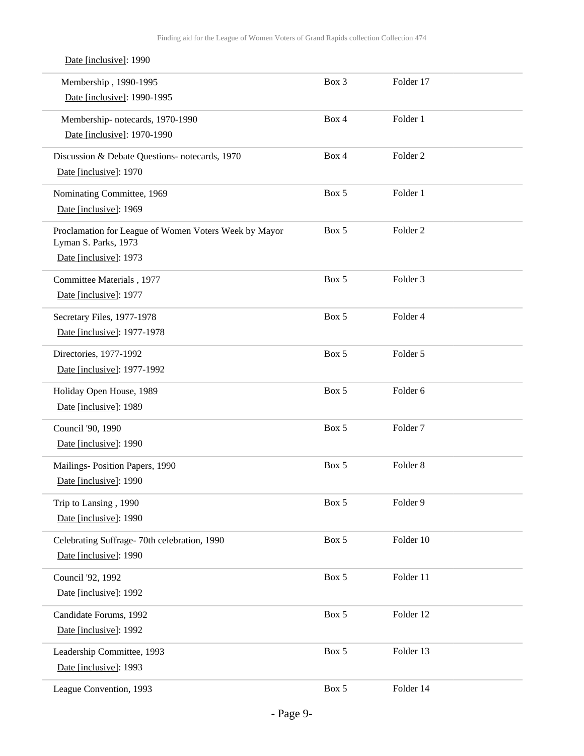Date [inclusive]: 1990

| | | |
|---|---|---|
| Membership , 1990-1995<br>Date [inclusive]: 1990-1995 | Box 3 | Folder 17 |
| Membership- notecards, 1970-1990<br>Date [inclusive]: 1970-1990 | Box 4 | Folder 1 |
| Discussion & Debate Questions- notecards, 1970<br>Date [inclusive]: 1970 | Box 4 | Folder 2 |
| Nominating Committee, 1969<br>Date [inclusive]: 1969 | Box 5 | Folder 1 |
| Proclamation for League of Women Voters Week by Mayor Lyman S. Parks, 1973<br>Date [inclusive]: 1973 | Box 5 | Folder 2 |
| Committee Materials , 1977<br>Date [inclusive]: 1977 | Box 5 | Folder 3 |
| Secretary Files, 1977-1978<br>Date [inclusive]: 1977-1978 | Box 5 | Folder 4 |
| Directories, 1977-1992<br>Date [inclusive]: 1977-1992 | Box 5 | Folder 5 |
| Holiday Open House, 1989<br>Date [inclusive]: 1989 | Box 5 | Folder 6 |
| Council '90, 1990<br>Date [inclusive]: 1990 | Box 5 | Folder 7 |
| Mailings- Position Papers, 1990<br>Date [inclusive]: 1990 | Box 5 | Folder 8 |
| Trip to Lansing , 1990<br>Date [inclusive]: 1990 | Box 5 | Folder 9 |
| Celebrating Suffrage- 70th celebration, 1990<br>Date [inclusive]: 1990 | Box 5 | Folder 10 |
| Council '92, 1992<br>Date [inclusive]: 1992 | Box 5 | Folder 11 |
| Candidate Forums, 1992<br>Date [inclusive]: 1992 | Box 5 | Folder 12 |
| Leadership Committee, 1993<br>Date [inclusive]: 1993 | Box 5 | Folder 13 |
| League Convention, 1993 | Box 5 | Folder 14 |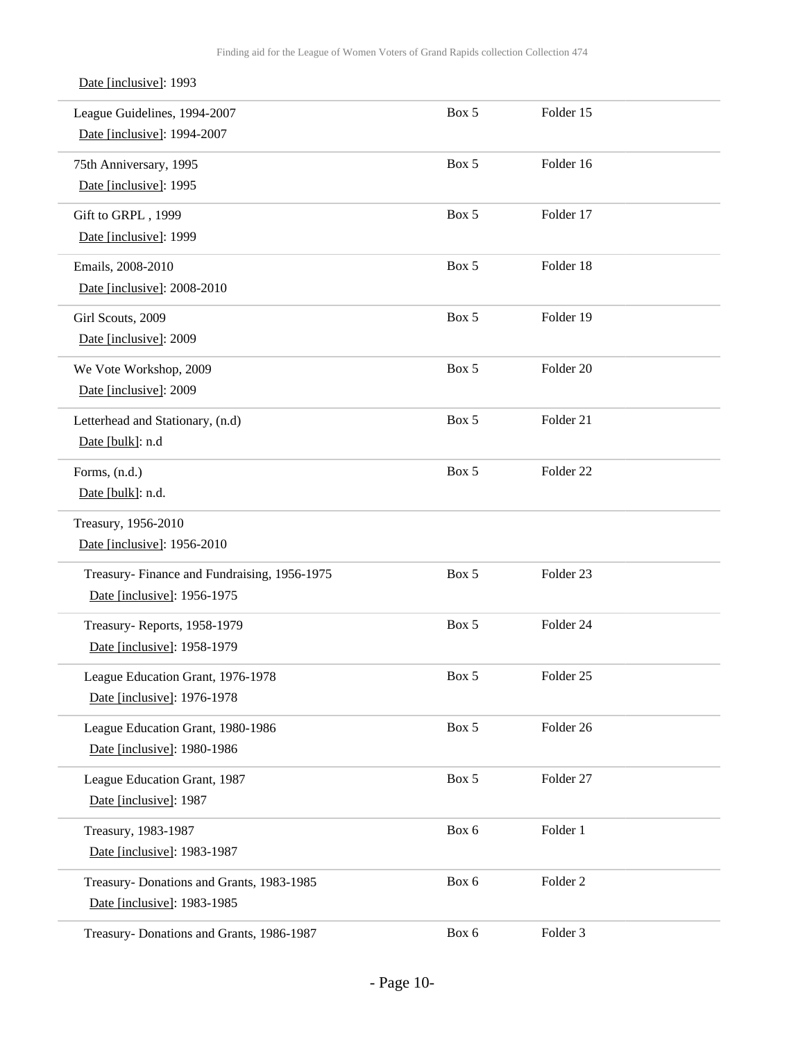Date [inclusive]: 1993

| Title | Box | Folder |
|---|---|---|
| League Guidelines, 1994-2007<br>Date [inclusive]: 1994-2007 | Box 5 | Folder 15 |
| 75th Anniversary, 1995<br>Date [inclusive]: 1995 | Box 5 | Folder 16 |
| Gift to GRPL , 1999<br>Date [inclusive]: 1999 | Box 5 | Folder 17 |
| Emails, 2008-2010<br>Date [inclusive]: 2008-2010 | Box 5 | Folder 18 |
| Girl Scouts, 2009<br>Date [inclusive]: 2009 | Box 5 | Folder 19 |
| We Vote Workshop, 2009<br>Date [inclusive]: 2009 | Box 5 | Folder 20 |
| Letterhead and Stationary, (n.d)<br>Date [bulk]: n.d | Box 5 | Folder 21 |
| Forms, (n.d.)<br>Date [bulk]: n.d. | Box 5 | Folder 22 |
| Treasury, 1956-2010<br>Date [inclusive]: 1956-2010 | | |
| Treasury- Finance and Fundraising, 1956-1975<br>Date [inclusive]: 1956-1975 | Box 5 | Folder 23 |
| Treasury- Reports, 1958-1979<br>Date [inclusive]: 1958-1979 | Box 5 | Folder 24 |
| League Education Grant, 1976-1978<br>Date [inclusive]: 1976-1978 | Box 5 | Folder 25 |
| League Education Grant, 1980-1986<br>Date [inclusive]: 1980-1986 | Box 5 | Folder 26 |
| League Education Grant, 1987<br>Date [inclusive]: 1987 | Box 5 | Folder 27 |
| Treasury, 1983-1987<br>Date [inclusive]: 1983-1987 | Box 6 | Folder 1 |
| Treasury- Donations and Grants, 1983-1985<br>Date [inclusive]: 1983-1985 | Box 6 | Folder 2 |
| Treasury- Donations and Grants, 1986-1987 | Box 6 | Folder 3 |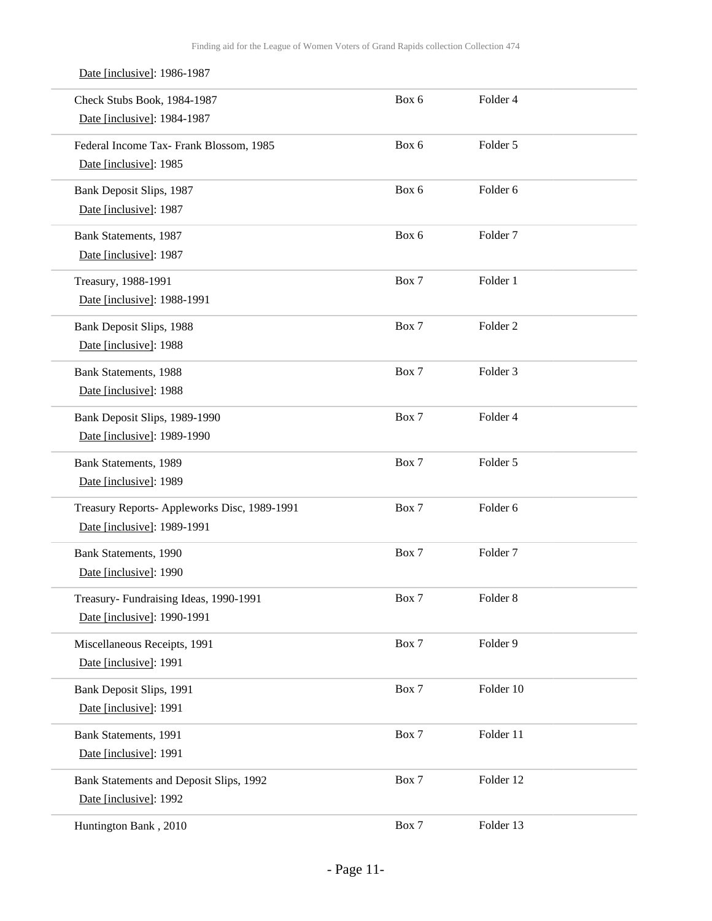Date [inclusive]: 1986-1987

| | | |
|---|---|---|
| Check Stubs Book, 1984-1987<br>Date [inclusive]: 1984-1987 | Box 6 | Folder 4 |
| Federal Income Tax- Frank Blossom, 1985<br>Date [inclusive]: 1985 | Box 6 | Folder 5 |
| Bank Deposit Slips, 1987<br>Date [inclusive]: 1987 | Box 6 | Folder 6 |
| Bank Statements, 1987<br>Date [inclusive]: 1987 | Box 6 | Folder 7 |
| Treasury, 1988-1991<br>Date [inclusive]: 1988-1991 | Box 7 | Folder 1 |
| Bank Deposit Slips, 1988<br>Date [inclusive]: 1988 | Box 7 | Folder 2 |
| Bank Statements, 1988<br>Date [inclusive]: 1988 | Box 7 | Folder 3 |
| Bank Deposit Slips, 1989-1990<br>Date [inclusive]: 1989-1990 | Box 7 | Folder 4 |
| Bank Statements, 1989<br>Date [inclusive]: 1989 | Box 7 | Folder 5 |
| Treasury Reports- Appleworks Disc, 1989-1991<br>Date [inclusive]: 1989-1991 | Box 7 | Folder 6 |
| Bank Statements, 1990<br>Date [inclusive]: 1990 | Box 7 | Folder 7 |
| Treasury- Fundraising Ideas, 1990-1991<br>Date [inclusive]: 1990-1991 | Box 7 | Folder 8 |
| Miscellaneous Receipts, 1991<br>Date [inclusive]: 1991 | Box 7 | Folder 9 |
| Bank Deposit Slips, 1991<br>Date [inclusive]: 1991 | Box 7 | Folder 10 |
| Bank Statements, 1991<br>Date [inclusive]: 1991 | Box 7 | Folder 11 |
| Bank Statements and Deposit Slips, 1992<br>Date [inclusive]: 1992 | Box 7 | Folder 12 |
| Huntington Bank , 2010 | Box 7 | Folder 13 |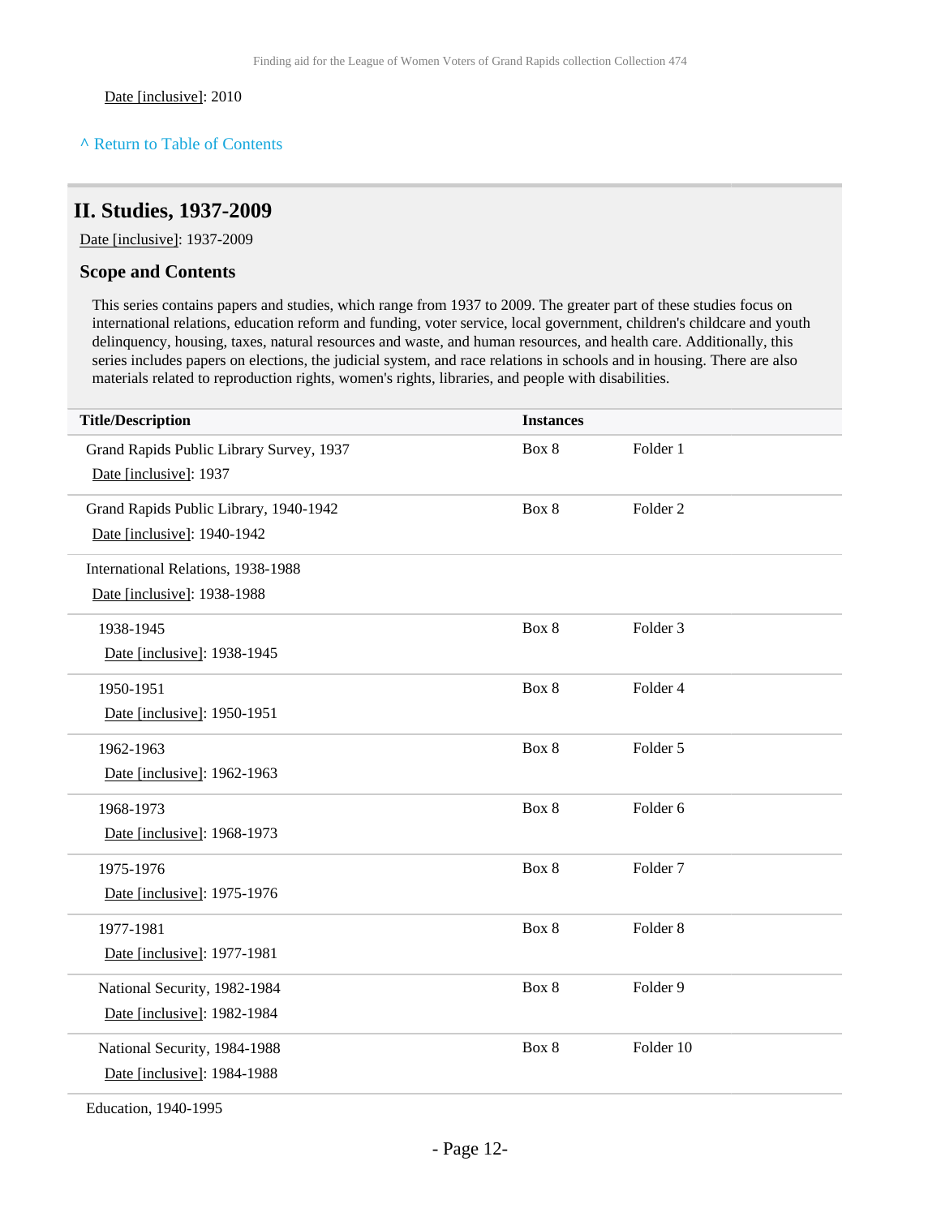Date [inclusive]: 2010

^ Return to Table of Contents

## II. Studies, 1937-2009

Date [inclusive]: 1937-2009

### Scope and Contents

This series contains papers and studies, which range from 1937 to 2009. The greater part of these studies focus on international relations, education reform and funding, voter service, local government, children's childcare and youth delinquency, housing, taxes, natural resources and waste, and human resources, and health care. Additionally, this series includes papers on elections, the judicial system, and race relations in schools and in housing. There are also materials related to reproduction rights, women's rights, libraries, and people with disabilities.

| Title/Description | Instances | |
|---|---|---|
| Grand Rapids Public Library Survey, 1937<br>Date [inclusive]: 1937 | Box 8 | Folder 1 |
| Grand Rapids Public Library, 1940-1942<br>Date [inclusive]: 1940-1942 | Box 8 | Folder 2 |
| International Relations, 1938-1988<br>Date [inclusive]: 1938-1988 | | |
| 1938-1945<br>Date [inclusive]: 1938-1945 | Box 8 | Folder 3 |
| 1950-1951<br>Date [inclusive]: 1950-1951 | Box 8 | Folder 4 |
| 1962-1963<br>Date [inclusive]: 1962-1963 | Box 8 | Folder 5 |
| 1968-1973<br>Date [inclusive]: 1968-1973 | Box 8 | Folder 6 |
| 1975-1976<br>Date [inclusive]: 1975-1976 | Box 8 | Folder 7 |
| 1977-1981<br>Date [inclusive]: 1977-1981 | Box 8 | Folder 8 |
| National Security, 1982-1984<br>Date [inclusive]: 1982-1984 | Box 8 | Folder 9 |
| National Security, 1984-1988<br>Date [inclusive]: 1984-1988 | Box 8 | Folder 10 |
| Education, 1940-1995 | | |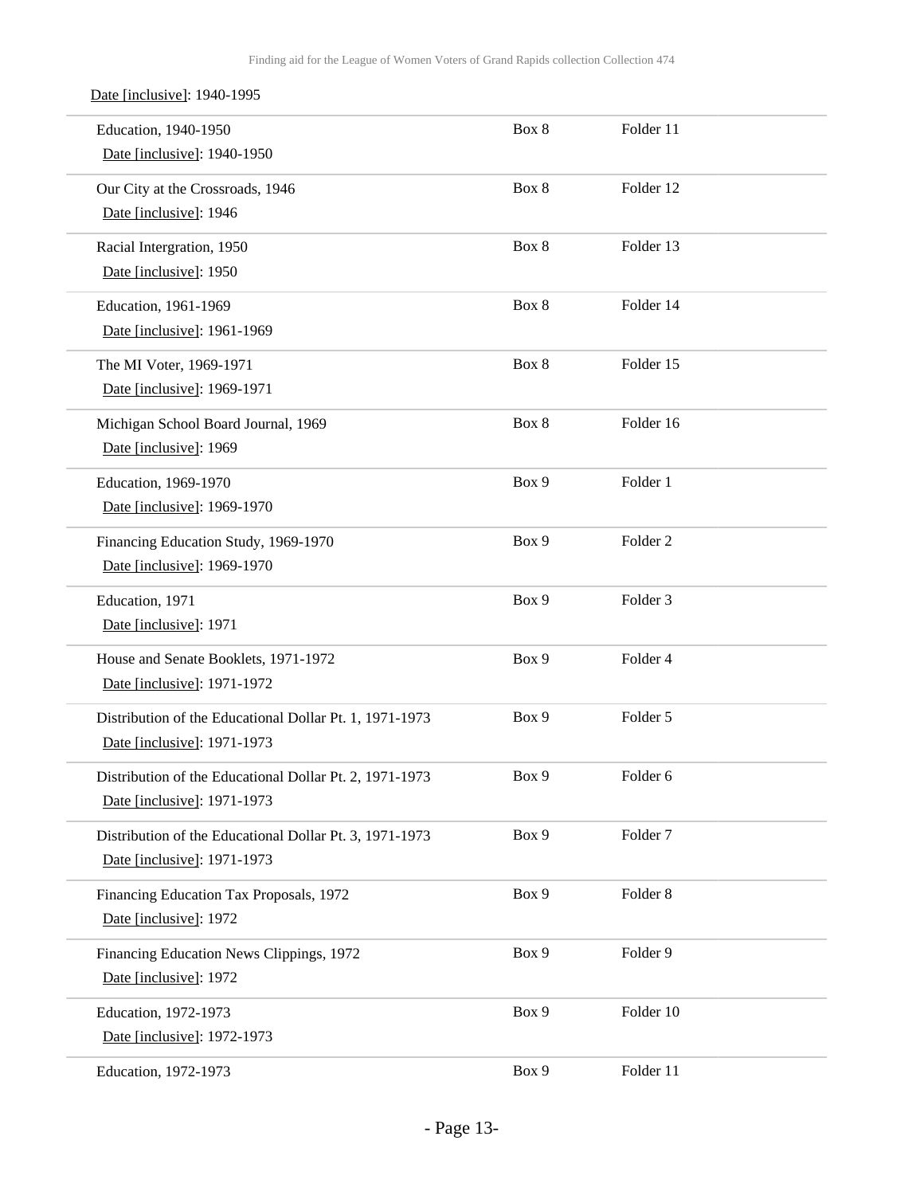Date [inclusive]: 1940-1995

| | | |
|---|---|---|
| Education, 1940-1950<br>Date [inclusive]: 1940-1950 | Box 8 | Folder 11 |
| Our City at the Crossroads, 1946<br>Date [inclusive]: 1946 | Box 8 | Folder 12 |
| Racial Intergration, 1950<br>Date [inclusive]: 1950 | Box 8 | Folder 13 |
| Education, 1961-1969<br>Date [inclusive]: 1961-1969 | Box 8 | Folder 14 |
| The MI Voter, 1969-1971<br>Date [inclusive]: 1969-1971 | Box 8 | Folder 15 |
| Michigan School Board Journal, 1969<br>Date [inclusive]: 1969 | Box 8 | Folder 16 |
| Education, 1969-1970<br>Date [inclusive]: 1969-1970 | Box 9 | Folder 1 |
| Financing Education Study, 1969-1970<br>Date [inclusive]: 1969-1970 | Box 9 | Folder 2 |
| Education, 1971<br>Date [inclusive]: 1971 | Box 9 | Folder 3 |
| House and Senate Booklets, 1971-1972<br>Date [inclusive]: 1971-1972 | Box 9 | Folder 4 |
| Distribution of the Educational Dollar Pt. 1, 1971-1973<br>Date [inclusive]: 1971-1973 | Box 9 | Folder 5 |
| Distribution of the Educational Dollar Pt. 2, 1971-1973<br>Date [inclusive]: 1971-1973 | Box 9 | Folder 6 |
| Distribution of the Educational Dollar Pt. 3, 1971-1973<br>Date [inclusive]: 1971-1973 | Box 9 | Folder 7 |
| Financing Education Tax Proposals, 1972<br>Date [inclusive]: 1972 | Box 9 | Folder 8 |
| Financing Education News Clippings, 1972<br>Date [inclusive]: 1972 | Box 9 | Folder 9 |
| Education, 1972-1973<br>Date [inclusive]: 1972-1973 | Box 9 | Folder 10 |
| Education, 1972-1973 | Box 9 | Folder 11 |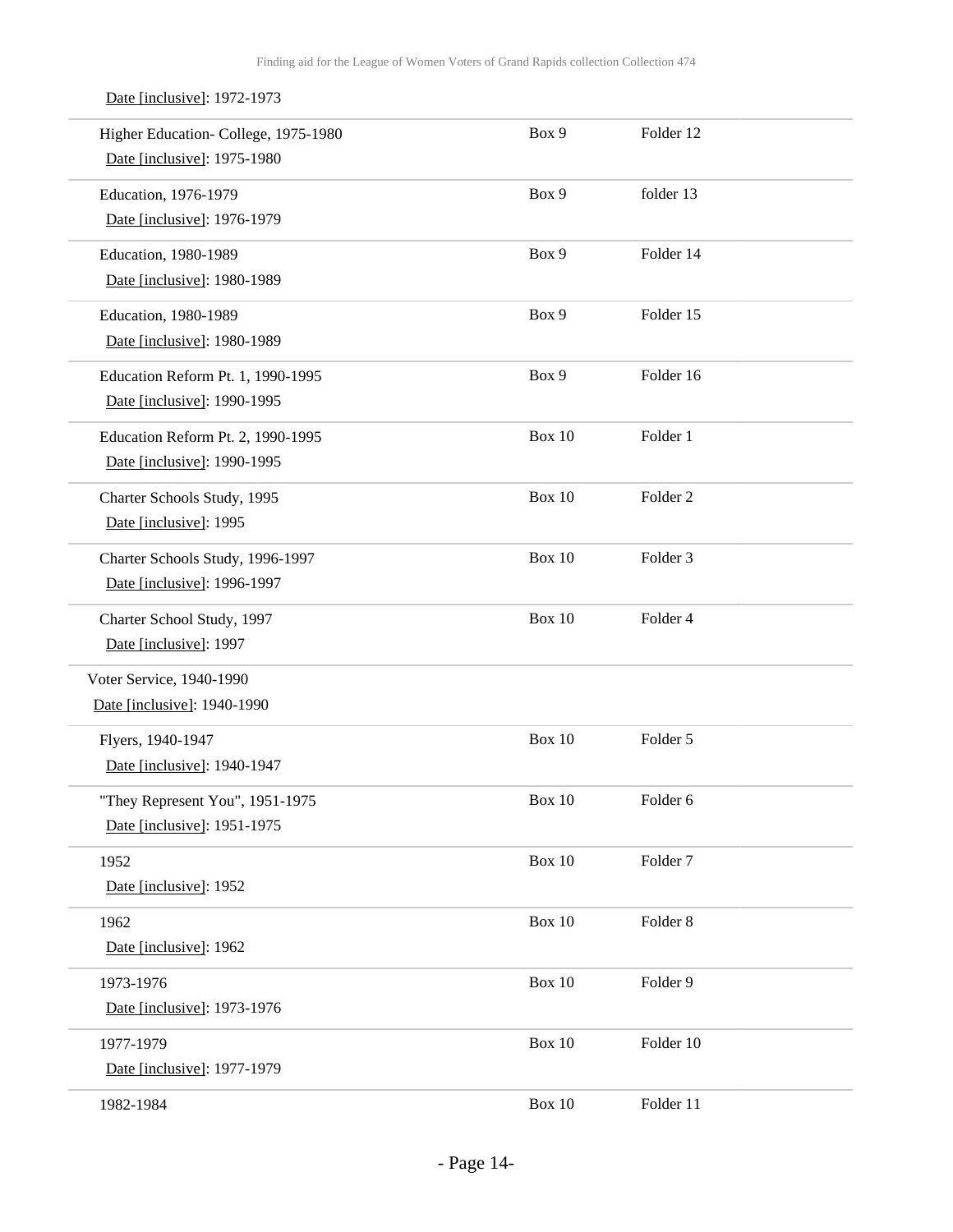Date [inclusive]: 1972-1973

| | | |
|---|---|---|
| Higher Education- College, 1975-1980<br>Date [inclusive]: 1975-1980 | Box 9 | Folder 12 |
| Education, 1976-1979<br>Date [inclusive]: 1976-1979 | Box 9 | folder 13 |
| Education, 1980-1989<br>Date [inclusive]: 1980-1989 | Box 9 | Folder 14 |
| Education, 1980-1989<br>Date [inclusive]: 1980-1989 | Box 9 | Folder 15 |
| Education Reform Pt. 1, 1990-1995<br>Date [inclusive]: 1990-1995 | Box 9 | Folder 16 |
| Education Reform Pt. 2, 1990-1995<br>Date [inclusive]: 1990-1995 | Box 10 | Folder 1 |
| Charter Schools Study, 1995<br>Date [inclusive]: 1995 | Box 10 | Folder 2 |
| Charter Schools Study, 1996-1997<br>Date [inclusive]: 1996-1997 | Box 10 | Folder 3 |
| Charter School Study, 1997<br>Date [inclusive]: 1997 | Box 10 | Folder 4 |

Voter Service, 1940-1990
Date [inclusive]: 1940-1990

| | | |
|---|---|---|
| Flyers, 1940-1947<br>Date [inclusive]: 1940-1947 | Box 10 | Folder 5 |
| "They Represent You", 1951-1975<br>Date [inclusive]: 1951-1975 | Box 10 | Folder 6 |
| 1952<br>Date [inclusive]: 1952 | Box 10 | Folder 7 |
| 1962<br>Date [inclusive]: 1962 | Box 10 | Folder 8 |
| 1973-1976<br>Date [inclusive]: 1973-1976 | Box 10 | Folder 9 |
| 1977-1979<br>Date [inclusive]: 1977-1979 | Box 10 | Folder 10 |
| 1982-1984 | Box 10 | Folder 11 |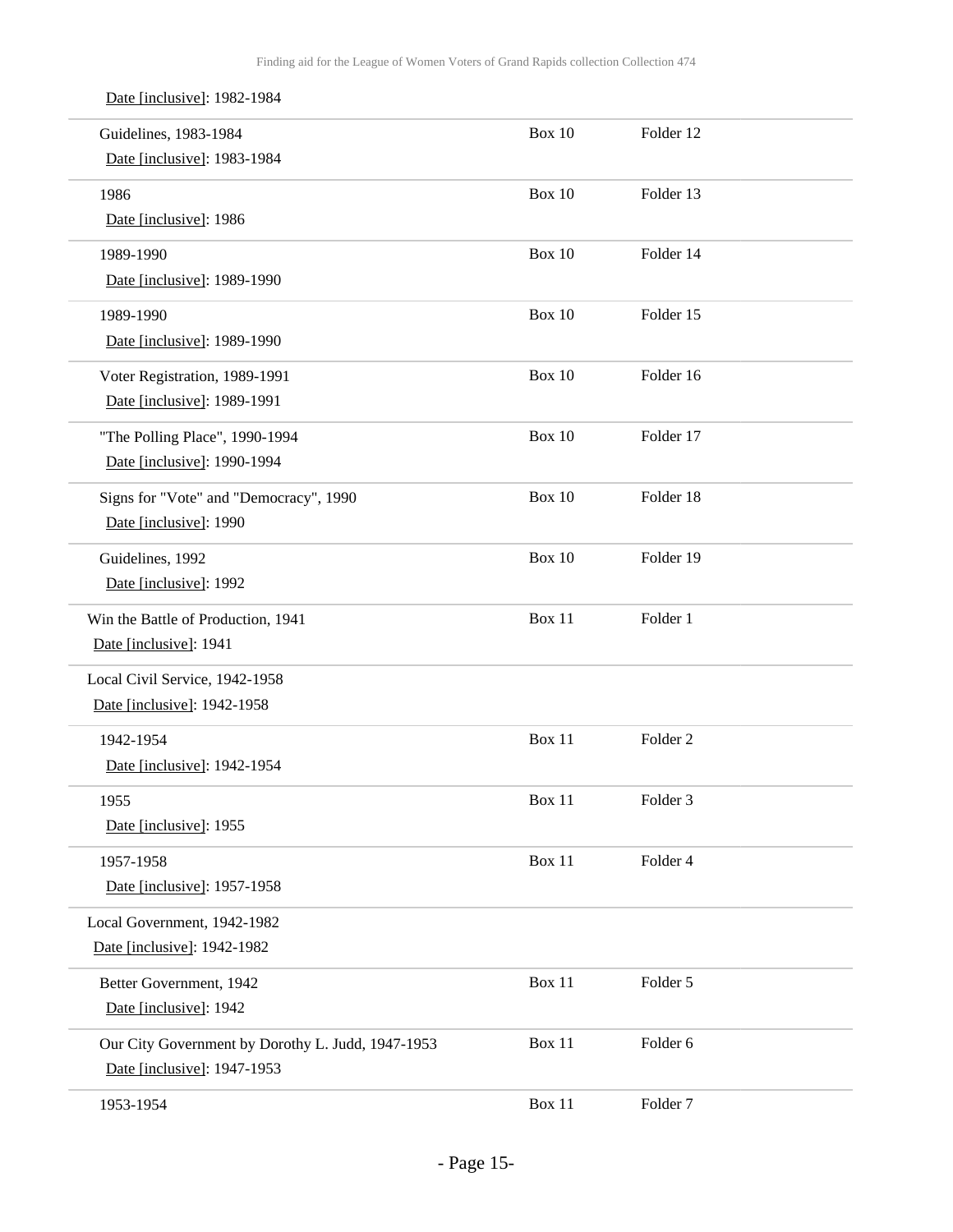Date [inclusive]: 1982-1984

| | | |
|---|---|---|
| Guidelines, 1983-1984<br>Date [inclusive]: 1983-1984 | Box 10 | Folder 12 |
| 1986<br>Date [inclusive]: 1986 | Box 10 | Folder 13 |
| 1989-1990<br>Date [inclusive]: 1989-1990 | Box 10 | Folder 14 |
| 1989-1990<br>Date [inclusive]: 1989-1990 | Box 10 | Folder 15 |
| Voter Registration, 1989-1991<br>Date [inclusive]: 1989-1991 | Box 10 | Folder 16 |
| "The Polling Place", 1990-1994<br>Date [inclusive]: 1990-1994 | Box 10 | Folder 17 |
| Signs for "Vote" and "Democracy", 1990<br>Date [inclusive]: 1990 | Box 10 | Folder 18 |
| Guidelines, 1992<br>Date [inclusive]: 1992 | Box 10 | Folder 19 |
| Win the Battle of Production, 1941<br>Date [inclusive]: 1941 | Box 11 | Folder 1 |
| Local Civil Service, 1942-1958<br>Date [inclusive]: 1942-1958 | | |
| 1942-1954<br>Date [inclusive]: 1942-1954 | Box 11 | Folder 2 |
| 1955<br>Date [inclusive]: 1955 | Box 11 | Folder 3 |
| 1957-1958<br>Date [inclusive]: 1957-1958 | Box 11 | Folder 4 |
| Local Government, 1942-1982<br>Date [inclusive]: 1942-1982 | | |
| Better Government, 1942<br>Date [inclusive]: 1942 | Box 11 | Folder 5 |
| Our City Government by Dorothy L. Judd, 1947-1953<br>Date [inclusive]: 1947-1953 | Box 11 | Folder 6 |
| 1953-1954 | Box 11 | Folder 7 |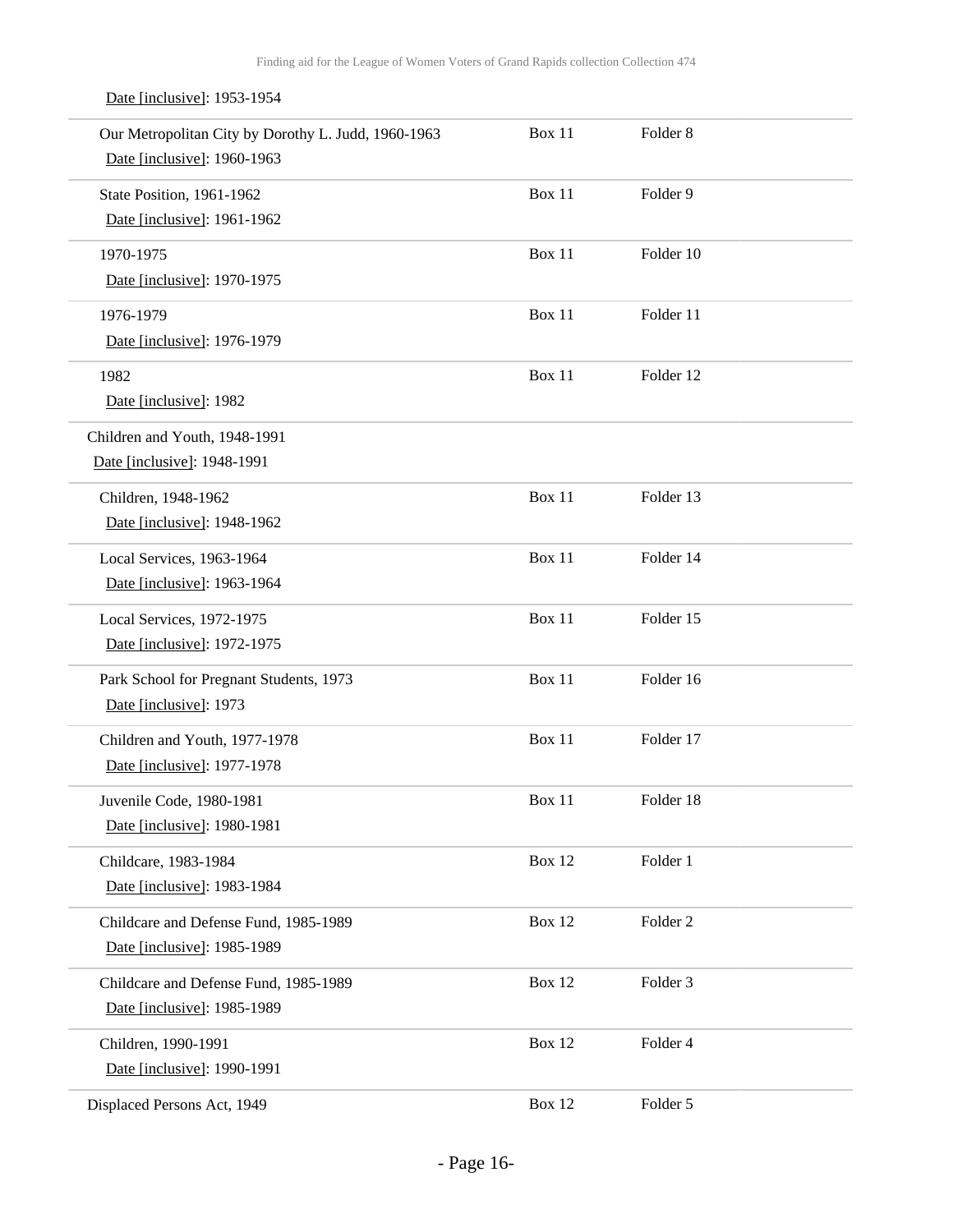Date [inclusive]: 1953-1954

| Title | Box | Folder |
|---|---|---|
| Our Metropolitan City by Dorothy L. Judd, 1960-1963<br>Date [inclusive]: 1960-1963 | Box 11 | Folder 8 |
| State Position, 1961-1962<br>Date [inclusive]: 1961-1962 | Box 11 | Folder 9 |
| 1970-1975<br>Date [inclusive]: 1970-1975 | Box 11 | Folder 10 |
| 1976-1979<br>Date [inclusive]: 1976-1979 | Box 11 | Folder 11 |
| 1982<br>Date [inclusive]: 1982 | Box 11 | Folder 12 |
| Children and Youth, 1948-1991<br>Date [inclusive]: 1948-1991 | | |
| Children, 1948-1962<br>Date [inclusive]: 1948-1962 | Box 11 | Folder 13 |
| Local Services, 1963-1964<br>Date [inclusive]: 1963-1964 | Box 11 | Folder 14 |
| Local Services, 1972-1975<br>Date [inclusive]: 1972-1975 | Box 11 | Folder 15 |
| Park School for Pregnant Students, 1973<br>Date [inclusive]: 1973 | Box 11 | Folder 16 |
| Children and Youth, 1977-1978<br>Date [inclusive]: 1977-1978 | Box 11 | Folder 17 |
| Juvenile Code, 1980-1981<br>Date [inclusive]: 1980-1981 | Box 11 | Folder 18 |
| Childcare, 1983-1984<br>Date [inclusive]: 1983-1984 | Box 12 | Folder 1 |
| Childcare and Defense Fund, 1985-1989<br>Date [inclusive]: 1985-1989 | Box 12 | Folder 2 |
| Childcare and Defense Fund, 1985-1989<br>Date [inclusive]: 1985-1989 | Box 12 | Folder 3 |
| Children, 1990-1991<br>Date [inclusive]: 1990-1991 | Box 12 | Folder 4 |
| Displaced Persons Act, 1949 | Box 12 | Folder 5 |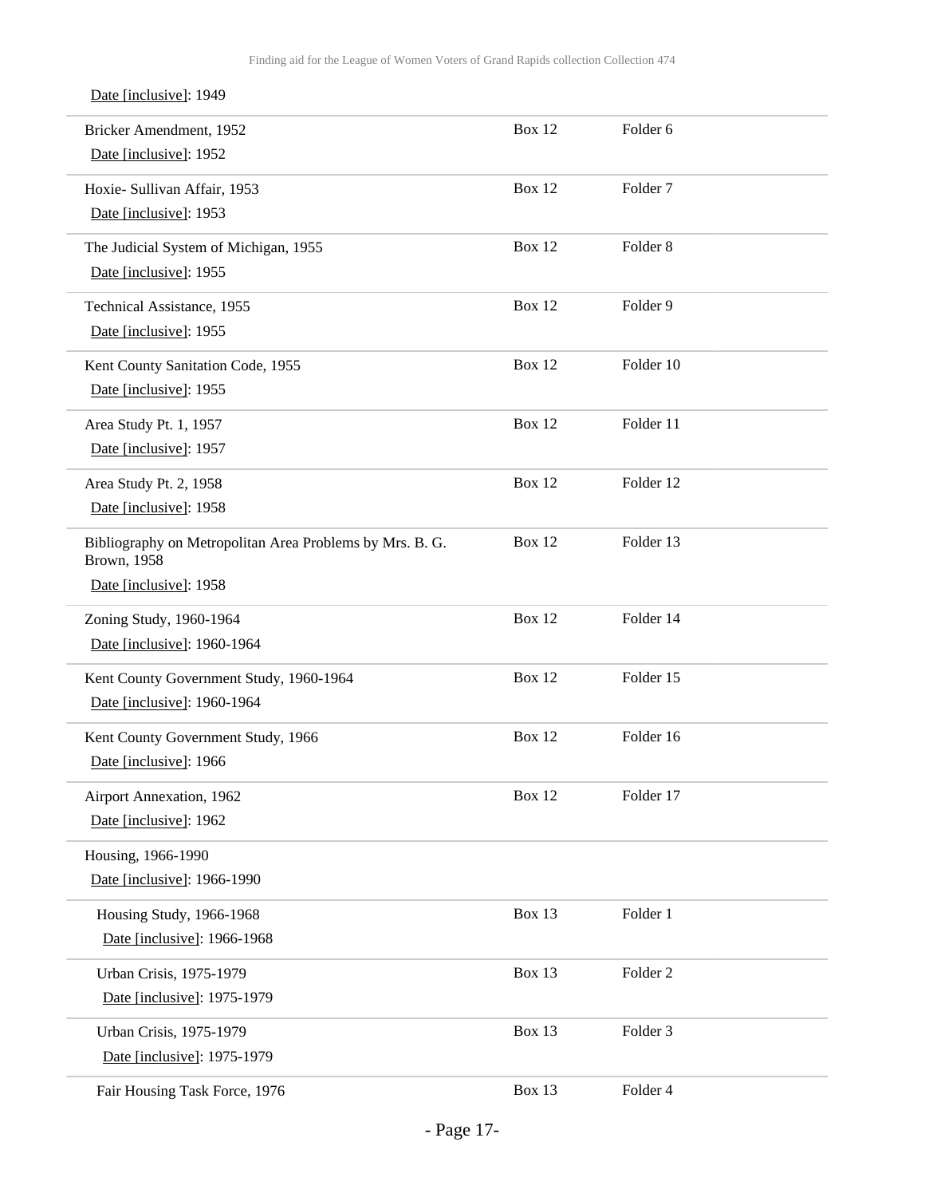Date [inclusive]: 1949

| Title | Box | Folder |
|---|---|---|
| Bricker Amendment, 1952<br>Date [inclusive]: 1952 | Box 12 | Folder 6 |
| Hoxie- Sullivan Affair, 1953<br>Date [inclusive]: 1953 | Box 12 | Folder 7 |
| The Judicial System of Michigan, 1955<br>Date [inclusive]: 1955 | Box 12 | Folder 8 |
| Technical Assistance, 1955<br>Date [inclusive]: 1955 | Box 12 | Folder 9 |
| Kent County Sanitation Code, 1955<br>Date [inclusive]: 1955 | Box 12 | Folder 10 |
| Area Study Pt. 1, 1957<br>Date [inclusive]: 1957 | Box 12 | Folder 11 |
| Area Study Pt. 2, 1958<br>Date [inclusive]: 1958 | Box 12 | Folder 12 |
| Bibliography on Metropolitan Area Problems by Mrs. B. G. Brown, 1958<br>Date [inclusive]: 1958 | Box 12 | Folder 13 |
| Zoning Study, 1960-1964<br>Date [inclusive]: 1960-1964 | Box 12 | Folder 14 |
| Kent County Government Study, 1960-1964<br>Date [inclusive]: 1960-1964 | Box 12 | Folder 15 |
| Kent County Government Study, 1966<br>Date [inclusive]: 1966 | Box 12 | Folder 16 |
| Airport Annexation, 1962<br>Date [inclusive]: 1962 | Box 12 | Folder 17 |
| Housing, 1966-1990<br>Date [inclusive]: 1966-1990 | | |
| Housing Study, 1966-1968<br>Date [inclusive]: 1966-1968 | Box 13 | Folder 1 |
| Urban Crisis, 1975-1979<br>Date [inclusive]: 1975-1979 | Box 13 | Folder 2 |
| Urban Crisis, 1975-1979<br>Date [inclusive]: 1975-1979 | Box 13 | Folder 3 |
| Fair Housing Task Force, 1976 | Box 13 | Folder 4 |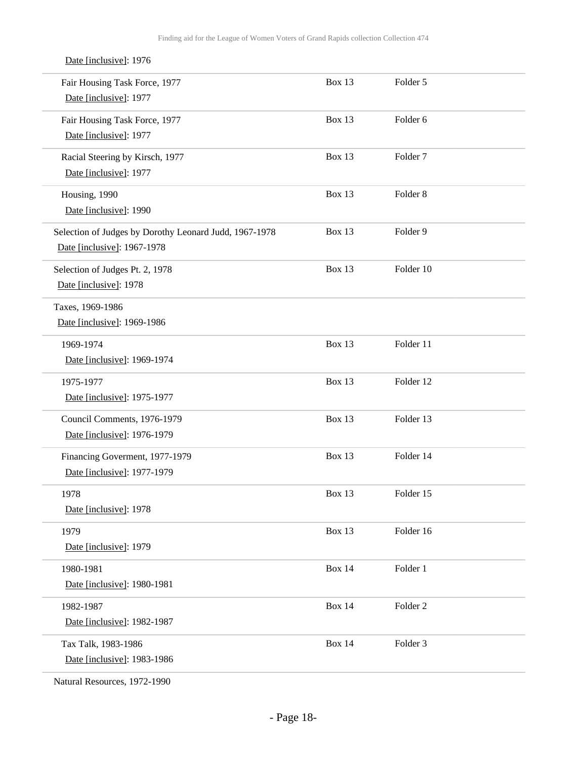Date [inclusive]: 1976

| Title | Box | Folder |
|---|---|---|
| Fair Housing Task Force, 1977<br>Date [inclusive]: 1977 | Box 13 | Folder 5 |
| Fair Housing Task Force, 1977<br>Date [inclusive]: 1977 | Box 13 | Folder 6 |
| Racial Steering by Kirsch, 1977<br>Date [inclusive]: 1977 | Box 13 | Folder 7 |
| Housing, 1990<br>Date [inclusive]: 1990 | Box 13 | Folder 8 |
| Selection of Judges by Dorothy Leonard Judd, 1967-1978<br>Date [inclusive]: 1967-1978 | Box 13 | Folder 9 |
| Selection of Judges Pt. 2, 1978<br>Date [inclusive]: 1978 | Box 13 | Folder 10 |
| Taxes, 1969-1986<br>Date [inclusive]: 1969-1986 | | |
| 1969-1974<br>Date [inclusive]: 1969-1974 | Box 13 | Folder 11 |
| 1975-1977<br>Date [inclusive]: 1975-1977 | Box 13 | Folder 12 |
| Council Comments, 1976-1979<br>Date [inclusive]: 1976-1979 | Box 13 | Folder 13 |
| Financing Goverment, 1977-1979<br>Date [inclusive]: 1977-1979 | Box 13 | Folder 14 |
| 1978<br>Date [inclusive]: 1978 | Box 13 | Folder 15 |
| 1979<br>Date [inclusive]: 1979 | Box 13 | Folder 16 |
| 1980-1981<br>Date [inclusive]: 1980-1981 | Box 14 | Folder 1 |
| 1982-1987<br>Date [inclusive]: 1982-1987 | Box 14 | Folder 2 |
| Tax Talk, 1983-1986<br>Date [inclusive]: 1983-1986 | Box 14 | Folder 3 |

Natural Resources, 1972-1990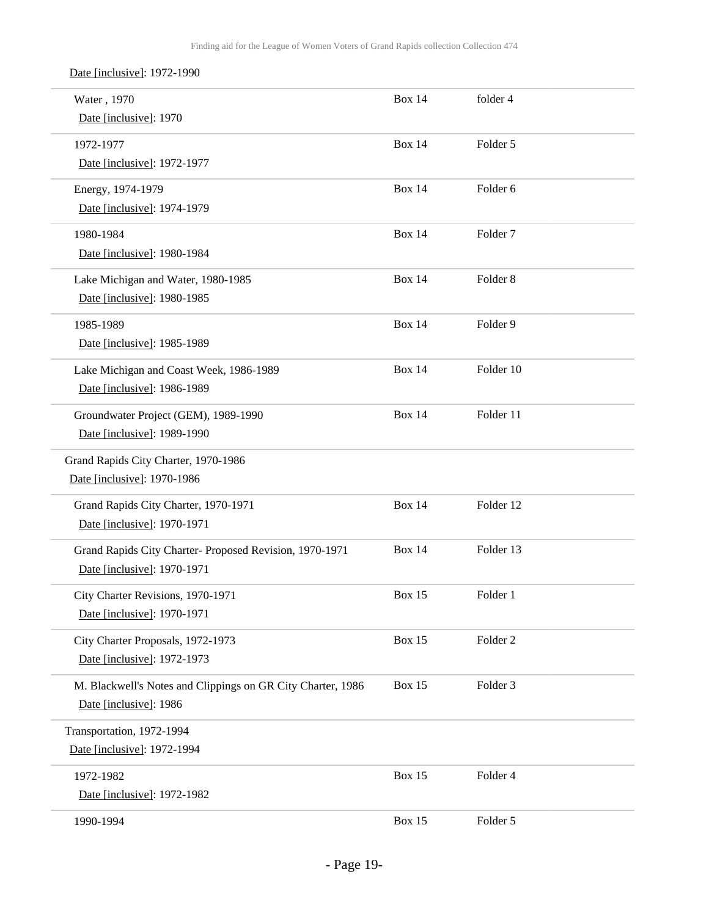Date [inclusive]: 1972-1990

| Title | Box | Folder |
| --- | --- | --- |
| Water , 1970<br>Date [inclusive]: 1970 | Box 14 | folder 4 |
| 1972-1977<br>Date [inclusive]: 1972-1977 | Box 14 | Folder 5 |
| Energy, 1974-1979<br>Date [inclusive]: 1974-1979 | Box 14 | Folder 6 |
| 1980-1984<br>Date [inclusive]: 1980-1984 | Box 14 | Folder 7 |
| Lake Michigan and Water, 1980-1985<br>Date [inclusive]: 1980-1985 | Box 14 | Folder 8 |
| 1985-1989<br>Date [inclusive]: 1985-1989 | Box 14 | Folder 9 |
| Lake Michigan and Coast Week, 1986-1989<br>Date [inclusive]: 1986-1989 | Box 14 | Folder 10 |
| Groundwater Project (GEM), 1989-1990<br>Date [inclusive]: 1989-1990 | Box 14 | Folder 11 |

Grand Rapids City Charter, 1970-1986
Date [inclusive]: 1970-1986

| Title | Box | Folder |
| --- | --- | --- |
| Grand Rapids City Charter, 1970-1971<br>Date [inclusive]: 1970-1971 | Box 14 | Folder 12 |
| Grand Rapids City Charter- Proposed Revision, 1970-1971<br>Date [inclusive]: 1970-1971 | Box 14 | Folder 13 |
| City Charter Revisions, 1970-1971<br>Date [inclusive]: 1970-1971 | Box 15 | Folder 1 |
| City Charter Proposals, 1972-1973<br>Date [inclusive]: 1972-1973 | Box 15 | Folder 2 |
| M. Blackwell's Notes and Clippings on GR City Charter, 1986<br>Date [inclusive]: 1986 | Box 15 | Folder 3 |

Transportation, 1972-1994
Date [inclusive]: 1972-1994

| Title | Box | Folder |
| --- | --- | --- |
| 1972-1982<br>Date [inclusive]: 1972-1982 | Box 15 | Folder 4 |
| 1990-1994 | Box 15 | Folder 5 |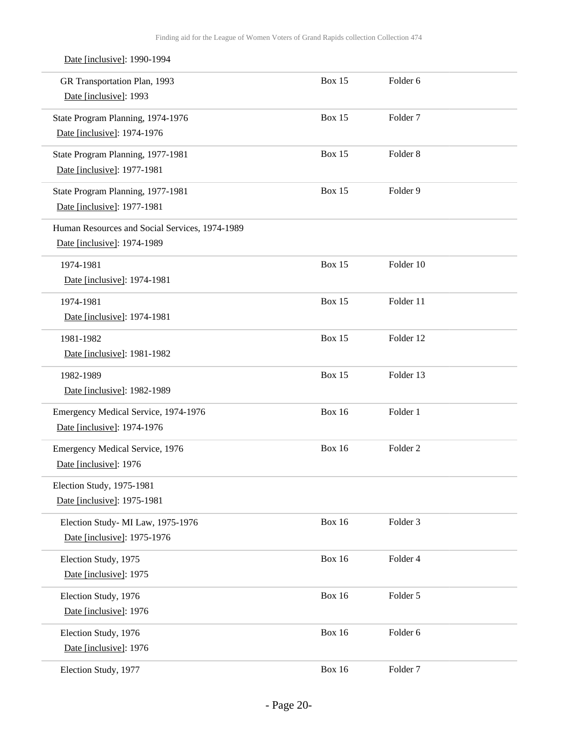Date [inclusive]: 1990-1994

| | | |
|---|---|---|
| GR Transportation Plan, 1993<br>Date [inclusive]: 1993 | Box 15 | Folder 6 |
| State Program Planning, 1974-1976<br>Date [inclusive]: 1974-1976 | Box 15 | Folder 7 |
| State Program Planning, 1977-1981<br>Date [inclusive]: 1977-1981 | Box 15 | Folder 8 |
| State Program Planning, 1977-1981<br>Date [inclusive]: 1977-1981 | Box 15 | Folder 9 |
| Human Resources and Social Services, 1974-1989<br>Date [inclusive]: 1974-1989 | | |
| 1974-1981<br>Date [inclusive]: 1974-1981 | Box 15 | Folder 10 |
| 1974-1981<br>Date [inclusive]: 1974-1981 | Box 15 | Folder 11 |
| 1981-1982<br>Date [inclusive]: 1981-1982 | Box 15 | Folder 12 |
| 1982-1989<br>Date [inclusive]: 1982-1989 | Box 15 | Folder 13 |
| Emergency Medical Service, 1974-1976<br>Date [inclusive]: 1974-1976 | Box 16 | Folder 1 |
| Emergency Medical Service, 1976<br>Date [inclusive]: 1976 | Box 16 | Folder 2 |
| Election Study, 1975-1981<br>Date [inclusive]: 1975-1981 | | |
| Election Study- MI Law, 1975-1976<br>Date [inclusive]: 1975-1976 | Box 16 | Folder 3 |
| Election Study, 1975<br>Date [inclusive]: 1975 | Box 16 | Folder 4 |
| Election Study, 1976<br>Date [inclusive]: 1976 | Box 16 | Folder 5 |
| Election Study, 1976<br>Date [inclusive]: 1976 | Box 16 | Folder 6 |
| Election Study, 1977 | Box 16 | Folder 7 |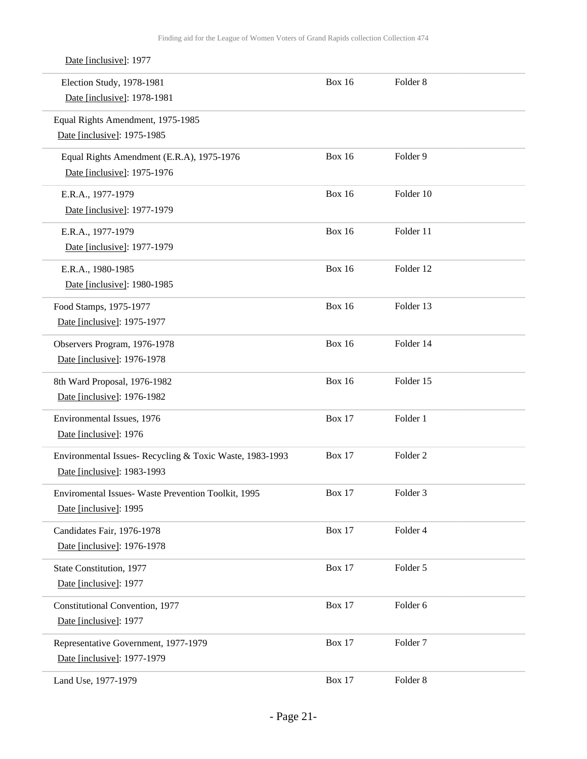Date [inclusive]: 1977

| Title | Box | Folder |
| --- | --- | --- |
| Election Study, 1978-1981<br>Date [inclusive]: 1978-1981 | Box 16 | Folder 8 |
| Equal Rights Amendment, 1975-1985<br>Date [inclusive]: 1975-1985 | | |
| Equal Rights Amendment (E.R.A), 1975-1976<br>Date [inclusive]: 1975-1976 | Box 16 | Folder 9 |
| E.R.A., 1977-1979<br>Date [inclusive]: 1977-1979 | Box 16 | Folder 10 |
| E.R.A., 1977-1979<br>Date [inclusive]: 1977-1979 | Box 16 | Folder 11 |
| E.R.A., 1980-1985<br>Date [inclusive]: 1980-1985 | Box 16 | Folder 12 |
| Food Stamps, 1975-1977<br>Date [inclusive]: 1975-1977 | Box 16 | Folder 13 |
| Observers Program, 1976-1978<br>Date [inclusive]: 1976-1978 | Box 16 | Folder 14 |
| 8th Ward Proposal, 1976-1982<br>Date [inclusive]: 1976-1982 | Box 16 | Folder 15 |
| Environmental Issues, 1976<br>Date [inclusive]: 1976 | Box 17 | Folder 1 |
| Environmental Issues- Recycling & Toxic Waste, 1983-1993<br>Date [inclusive]: 1983-1993 | Box 17 | Folder 2 |
| Enviromental Issues- Waste Prevention Toolkit, 1995<br>Date [inclusive]: 1995 | Box 17 | Folder 3 |
| Candidates Fair, 1976-1978<br>Date [inclusive]: 1976-1978 | Box 17 | Folder 4 |
| State Constitution, 1977<br>Date [inclusive]: 1977 | Box 17 | Folder 5 |
| Constitutional Convention, 1977<br>Date [inclusive]: 1977 | Box 17 | Folder 6 |
| Representative Government, 1977-1979<br>Date [inclusive]: 1977-1979 | Box 17 | Folder 7 |
| Land Use, 1977-1979 | Box 17 | Folder 8 |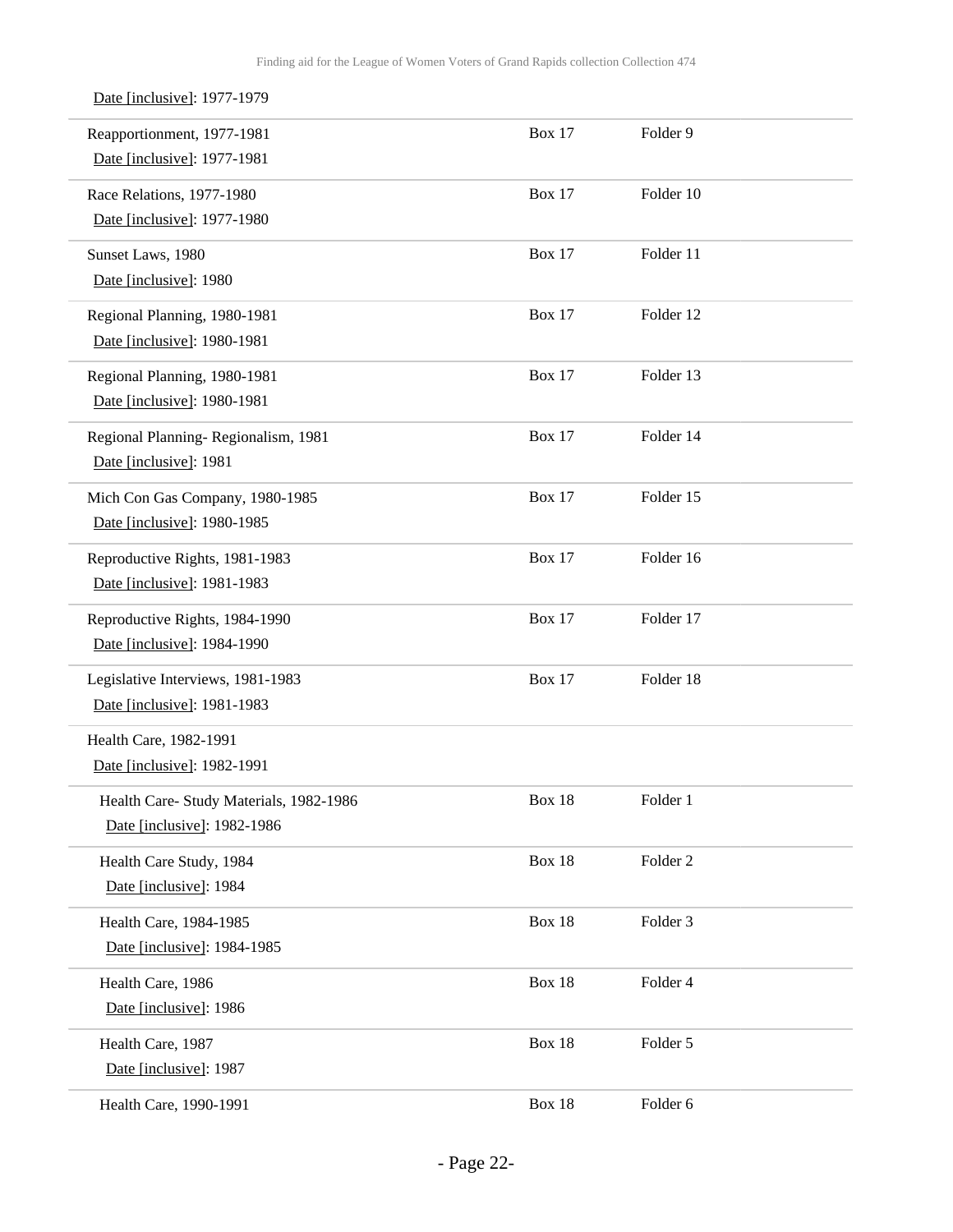Date [inclusive]: 1977-1979

| | | |
|---|---|---|
| Reapportionment, 1977-1981<br>Date [inclusive]: 1977-1981 | Box 17 | Folder 9 |
| Race Relations, 1977-1980<br>Date [inclusive]: 1977-1980 | Box 17 | Folder 10 |
| Sunset Laws, 1980<br>Date [inclusive]: 1980 | Box 17 | Folder 11 |
| Regional Planning, 1980-1981<br>Date [inclusive]: 1980-1981 | Box 17 | Folder 12 |
| Regional Planning, 1980-1981<br>Date [inclusive]: 1980-1981 | Box 17 | Folder 13 |
| Regional Planning- Regionalism, 1981<br>Date [inclusive]: 1981 | Box 17 | Folder 14 |
| Mich Con Gas Company, 1980-1985<br>Date [inclusive]: 1980-1985 | Box 17 | Folder 15 |
| Reproductive Rights, 1981-1983<br>Date [inclusive]: 1981-1983 | Box 17 | Folder 16 |
| Reproductive Rights, 1984-1990<br>Date [inclusive]: 1984-1990 | Box 17 | Folder 17 |
| Legislative Interviews, 1981-1983<br>Date [inclusive]: 1981-1983 | Box 17 | Folder 18 |
| Health Care, 1982-1991<br>Date [inclusive]: 1982-1991 | | |
| Health Care- Study Materials, 1982-1986<br>Date [inclusive]: 1982-1986 | Box 18 | Folder 1 |
| Health Care Study, 1984<br>Date [inclusive]: 1984 | Box 18 | Folder 2 |
| Health Care, 1984-1985<br>Date [inclusive]: 1984-1985 | Box 18 | Folder 3 |
| Health Care, 1986<br>Date [inclusive]: 1986 | Box 18 | Folder 4 |
| Health Care, 1987<br>Date [inclusive]: 1987 | Box 18 | Folder 5 |
| Health Care, 1990-1991 | Box 18 | Folder 6 |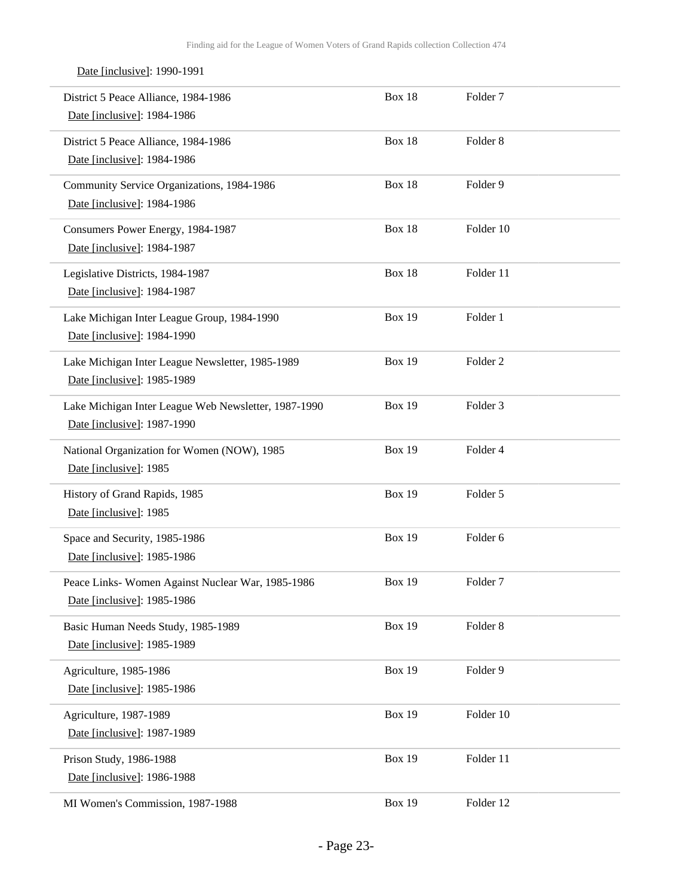Date [inclusive]: 1990-1991

| | | |
|---|---|---|
| District 5 Peace Alliance, 1984-1986<br>Date [inclusive]: 1984-1986 | Box 18 | Folder 7 |
| District 5 Peace Alliance, 1984-1986<br>Date [inclusive]: 1984-1986 | Box 18 | Folder 8 |
| Community Service Organizations, 1984-1986<br>Date [inclusive]: 1984-1986 | Box 18 | Folder 9 |
| Consumers Power Energy, 1984-1987<br>Date [inclusive]: 1984-1987 | Box 18 | Folder 10 |
| Legislative Districts, 1984-1987<br>Date [inclusive]: 1984-1987 | Box 18 | Folder 11 |
| Lake Michigan Inter League Group, 1984-1990<br>Date [inclusive]: 1984-1990 | Box 19 | Folder 1 |
| Lake Michigan Inter League Newsletter, 1985-1989<br>Date [inclusive]: 1985-1989 | Box 19 | Folder 2 |
| Lake Michigan Inter League Web Newsletter, 1987-1990<br>Date [inclusive]: 1987-1990 | Box 19 | Folder 3 |
| National Organization for Women (NOW), 1985<br>Date [inclusive]: 1985 | Box 19 | Folder 4 |
| History of Grand Rapids, 1985<br>Date [inclusive]: 1985 | Box 19 | Folder 5 |
| Space and Security, 1985-1986<br>Date [inclusive]: 1985-1986 | Box 19 | Folder 6 |
| Peace Links- Women Against Nuclear War, 1985-1986<br>Date [inclusive]: 1985-1986 | Box 19 | Folder 7 |
| Basic Human Needs Study, 1985-1989<br>Date [inclusive]: 1985-1989 | Box 19 | Folder 8 |
| Agriculture, 1985-1986<br>Date [inclusive]: 1985-1986 | Box 19 | Folder 9 |
| Agriculture, 1987-1989<br>Date [inclusive]: 1987-1989 | Box 19 | Folder 10 |
| Prison Study, 1986-1988<br>Date [inclusive]: 1986-1988 | Box 19 | Folder 11 |
| MI Women's Commission, 1987-1988 | Box 19 | Folder 12 |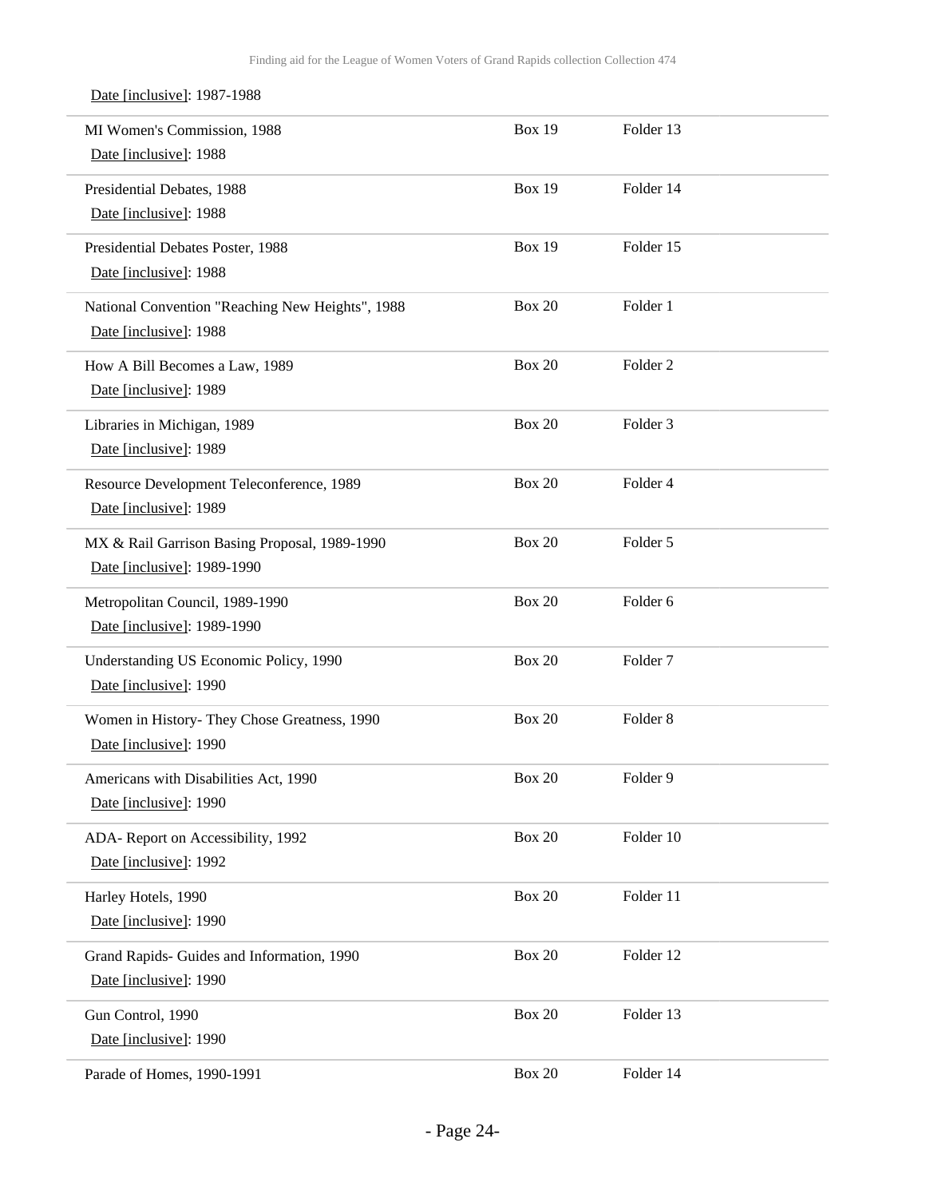Date [inclusive]: 1987-1988

| | | |
|---|---|---|
| MI Women's Commission, 1988<br>Date [inclusive]: 1988 | Box 19 | Folder 13 |
| Presidential Debates, 1988<br>Date [inclusive]: 1988 | Box 19 | Folder 14 |
| Presidential Debates Poster, 1988<br>Date [inclusive]: 1988 | Box 19 | Folder 15 |
| National Convention "Reaching New Heights", 1988<br>Date [inclusive]: 1988 | Box 20 | Folder 1 |
| How A Bill Becomes a Law, 1989<br>Date [inclusive]: 1989 | Box 20 | Folder 2 |
| Libraries in Michigan, 1989<br>Date [inclusive]: 1989 | Box 20 | Folder 3 |
| Resource Development Teleconference, 1989<br>Date [inclusive]: 1989 | Box 20 | Folder 4 |
| MX & Rail Garrison Basing Proposal, 1989-1990<br>Date [inclusive]: 1989-1990 | Box 20 | Folder 5 |
| Metropolitan Council, 1989-1990<br>Date [inclusive]: 1989-1990 | Box 20 | Folder 6 |
| Understanding US Economic Policy, 1990<br>Date [inclusive]: 1990 | Box 20 | Folder 7 |
| Women in History- They Chose Greatness, 1990<br>Date [inclusive]: 1990 | Box 20 | Folder 8 |
| Americans with Disabilities Act, 1990<br>Date [inclusive]: 1990 | Box 20 | Folder 9 |
| ADA- Report on Accessibility, 1992<br>Date [inclusive]: 1992 | Box 20 | Folder 10 |
| Harley Hotels, 1990<br>Date [inclusive]: 1990 | Box 20 | Folder 11 |
| Grand Rapids- Guides and Information, 1990<br>Date [inclusive]: 1990 | Box 20 | Folder 12 |
| Gun Control, 1990<br>Date [inclusive]: 1990 | Box 20 | Folder 13 |
| Parade of Homes, 1990-1991 | Box 20 | Folder 14 |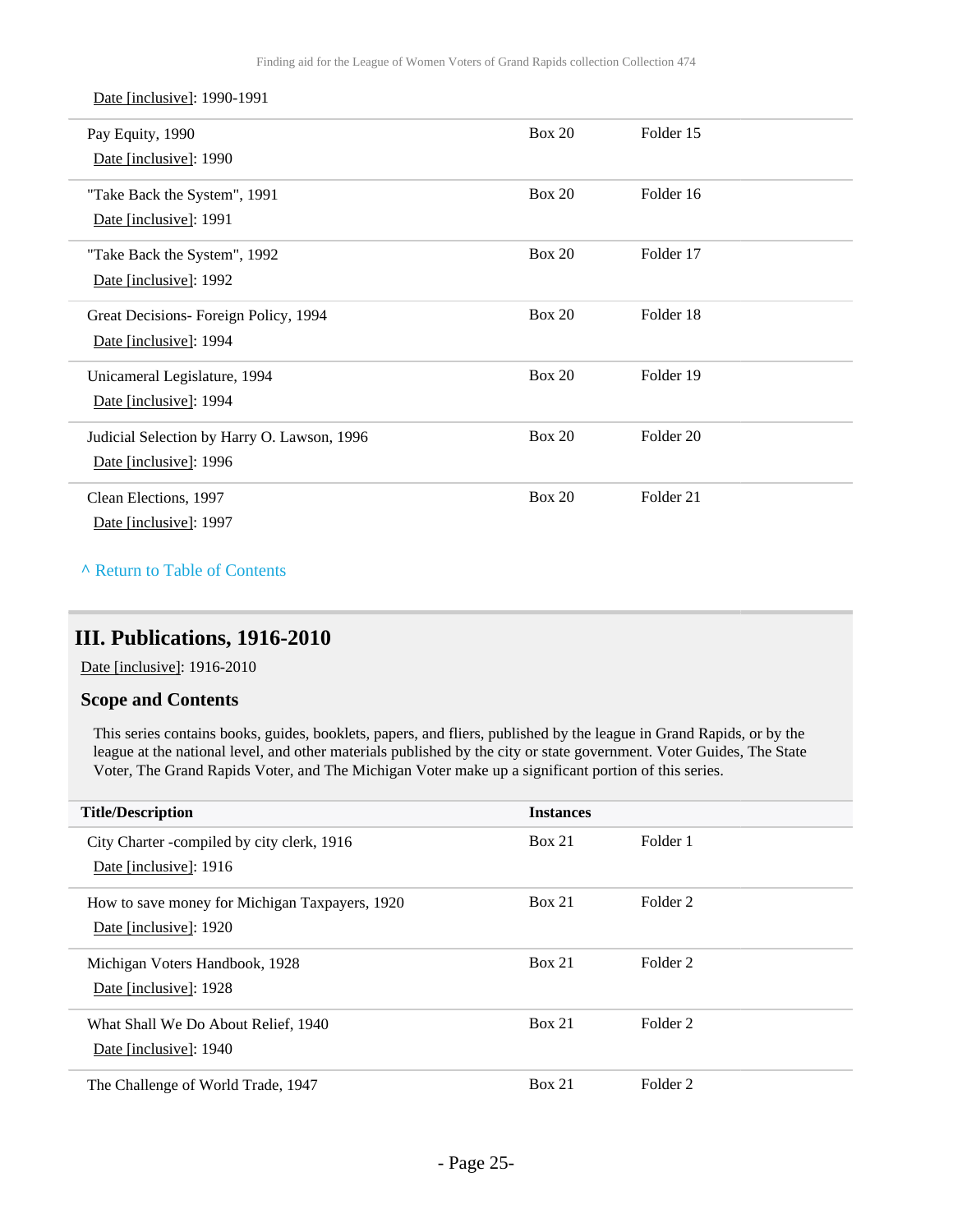Date [inclusive]: 1990-1991

| | | |
|---|---|---|
| Pay Equity, 1990<br>Date [inclusive]: 1990 | Box 20 | Folder 15 |
| "Take Back the System", 1991<br>Date [inclusive]: 1991 | Box 20 | Folder 16 |
| "Take Back the System", 1992<br>Date [inclusive]: 1992 | Box 20 | Folder 17 |
| Great Decisions- Foreign Policy, 1994<br>Date [inclusive]: 1994 | Box 20 | Folder 18 |
| Unicameral Legislature, 1994<br>Date [inclusive]: 1994 | Box 20 | Folder 19 |
| Judicial Selection by Harry O. Lawson, 1996<br>Date [inclusive]: 1996 | Box 20 | Folder 20 |
| Clean Elections, 1997<br>Date [inclusive]: 1997 | Box 20 | Folder 21 |

^ Return to Table of Contents

## III. Publications, 1916-2010

Date [inclusive]: 1916-2010

### Scope and Contents

This series contains books, guides, booklets, papers, and fliers, published by the league in Grand Rapids, or by the league at the national level, and other materials published by the city or state government. Voter Guides, The State Voter, The Grand Rapids Voter, and The Michigan Voter make up a significant portion of this series.

| Title/Description | Instances | |
|---|---|---|
| City Charter -compiled by city clerk, 1916<br>Date [inclusive]: 1916 | Box 21 | Folder 1 |
| How to save money for Michigan Taxpayers, 1920<br>Date [inclusive]: 1920 | Box 21 | Folder 2 |
| Michigan Voters Handbook, 1928<br>Date [inclusive]: 1928 | Box 21 | Folder 2 |
| What Shall We Do About Relief, 1940<br>Date [inclusive]: 1940 | Box 21 | Folder 2 |
| The Challenge of World Trade, 1947 | Box 21 | Folder 2 |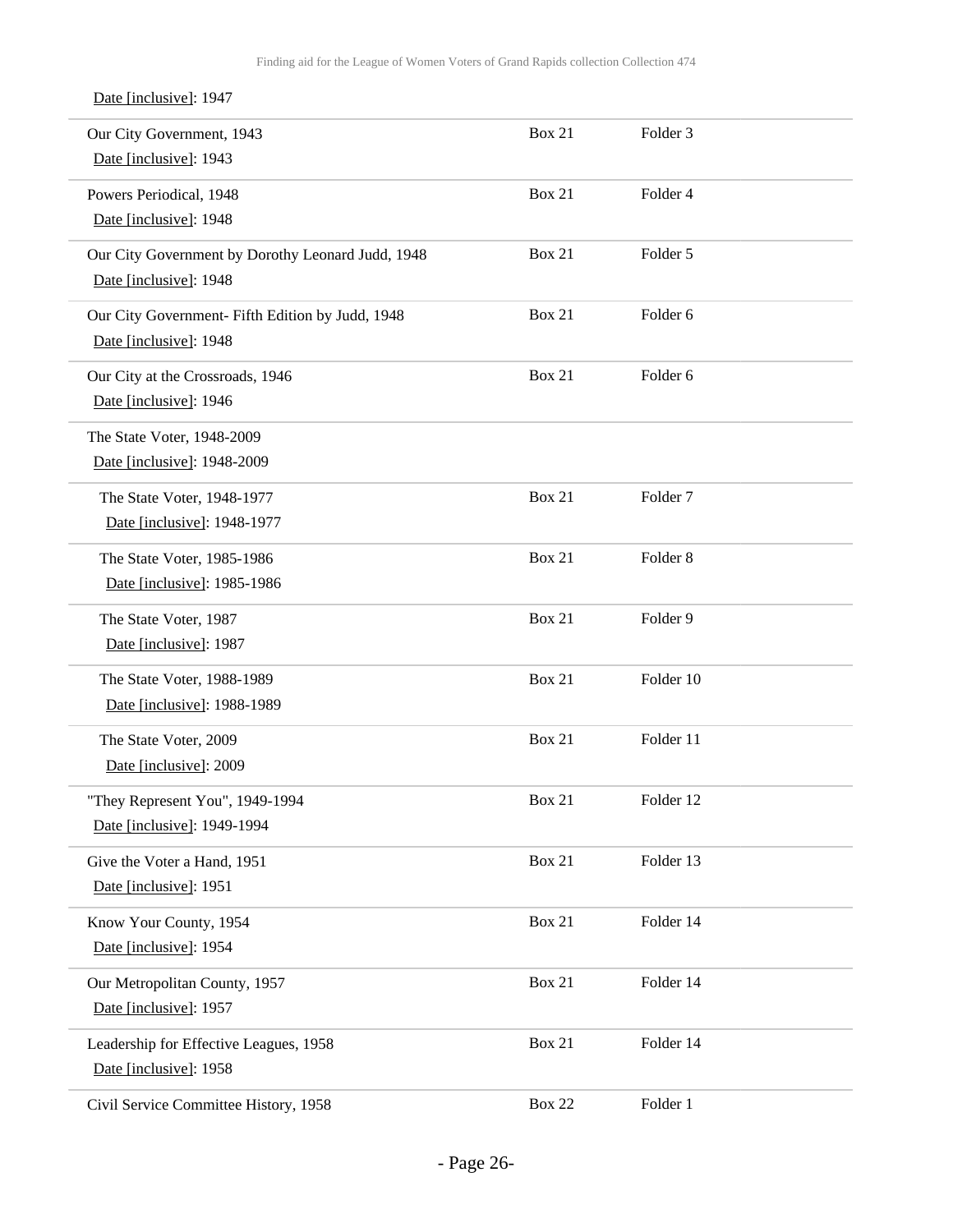Date [inclusive]: 1947

| Title | Box | Folder |
| --- | --- | --- |
| Our City Government, 1943<br>Date [inclusive]: 1943 | Box 21 | Folder 3 |
| Powers Periodical, 1948<br>Date [inclusive]: 1948 | Box 21 | Folder 4 |
| Our City Government by Dorothy Leonard Judd, 1948<br>Date [inclusive]: 1948 | Box 21 | Folder 5 |
| Our City Government- Fifth Edition by Judd, 1948<br>Date [inclusive]: 1948 | Box 21 | Folder 6 |
| Our City at the Crossroads, 1946<br>Date [inclusive]: 1946 | Box 21 | Folder 6 |
| The State Voter, 1948-2009<br>Date [inclusive]: 1948-2009 | | |
| The State Voter, 1948-1977<br>Date [inclusive]: 1948-1977 | Box 21 | Folder 7 |
| The State Voter, 1985-1986<br>Date [inclusive]: 1985-1986 | Box 21 | Folder 8 |
| The State Voter, 1987<br>Date [inclusive]: 1987 | Box 21 | Folder 9 |
| The State Voter, 1988-1989<br>Date [inclusive]: 1988-1989 | Box 21 | Folder 10 |
| The State Voter, 2009<br>Date [inclusive]: 2009 | Box 21 | Folder 11 |
| "They Represent You", 1949-1994<br>Date [inclusive]: 1949-1994 | Box 21 | Folder 12 |
| Give the Voter a Hand, 1951<br>Date [inclusive]: 1951 | Box 21 | Folder 13 |
| Know Your County, 1954<br>Date [inclusive]: 1954 | Box 21 | Folder 14 |
| Our Metropolitan County, 1957<br>Date [inclusive]: 1957 | Box 21 | Folder 14 |
| Leadership for Effective Leagues, 1958<br>Date [inclusive]: 1958 | Box 21 | Folder 14 |
| Civil Service Committee History, 1958 | Box 22 | Folder 1 |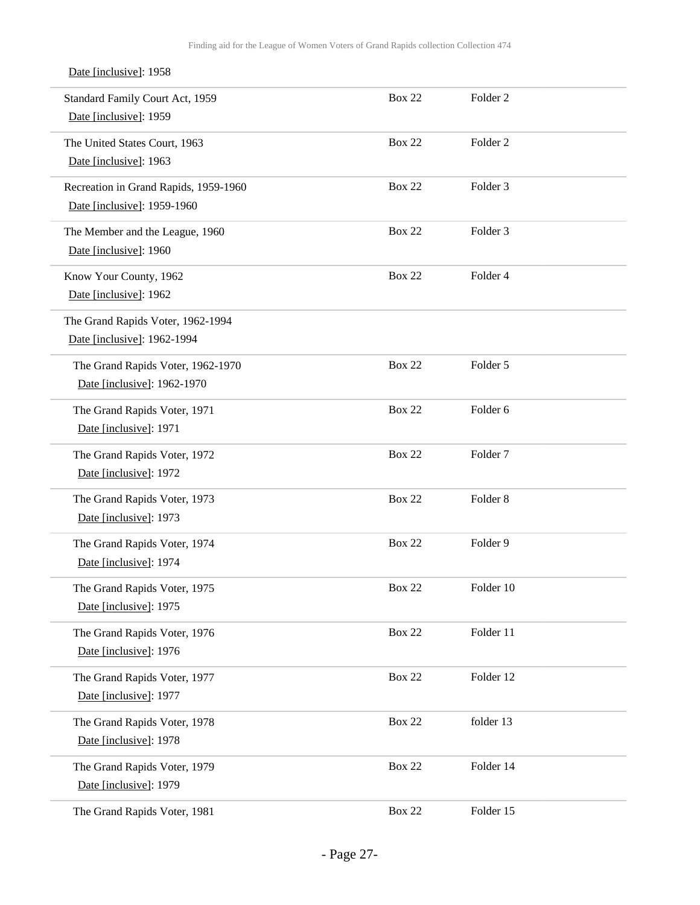Date [inclusive]: 1958

| | | |
|---|---|---|
| Standard Family Court Act, 1959<br>Date [inclusive]: 1959 | Box 22 | Folder 2 |
| The United States Court, 1963<br>Date [inclusive]: 1963 | Box 22 | Folder 2 |
| Recreation in Grand Rapids, 1959-1960<br>Date [inclusive]: 1959-1960 | Box 22 | Folder 3 |
| The Member and the League, 1960<br>Date [inclusive]: 1960 | Box 22 | Folder 3 |
| Know Your County, 1962<br>Date [inclusive]: 1962 | Box 22 | Folder 4 |
| The Grand Rapids Voter, 1962-1994<br>Date [inclusive]: 1962-1994 | | |
| The Grand Rapids Voter, 1962-1970<br>Date [inclusive]: 1962-1970 | Box 22 | Folder 5 |
| The Grand Rapids Voter, 1971<br>Date [inclusive]: 1971 | Box 22 | Folder 6 |
| The Grand Rapids Voter, 1972<br>Date [inclusive]: 1972 | Box 22 | Folder 7 |
| The Grand Rapids Voter, 1973<br>Date [inclusive]: 1973 | Box 22 | Folder 8 |
| The Grand Rapids Voter, 1974<br>Date [inclusive]: 1974 | Box 22 | Folder 9 |
| The Grand Rapids Voter, 1975<br>Date [inclusive]: 1975 | Box 22 | Folder 10 |
| The Grand Rapids Voter, 1976<br>Date [inclusive]: 1976 | Box 22 | Folder 11 |
| The Grand Rapids Voter, 1977<br>Date [inclusive]: 1977 | Box 22 | Folder 12 |
| The Grand Rapids Voter, 1978<br>Date [inclusive]: 1978 | Box 22 | folder 13 |
| The Grand Rapids Voter, 1979<br>Date [inclusive]: 1979 | Box 22 | Folder 14 |
| The Grand Rapids Voter, 1981 | Box 22 | Folder 15 |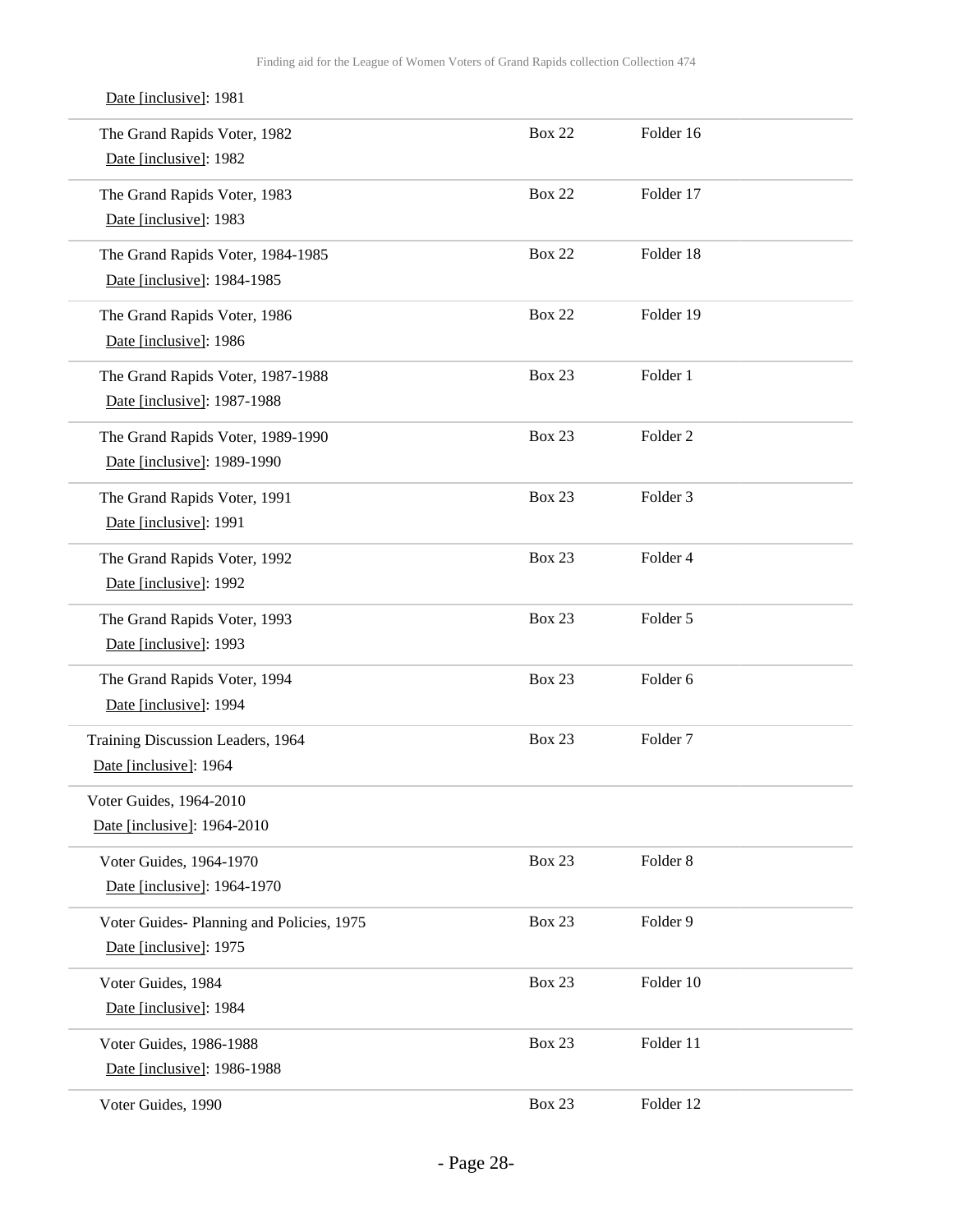Date [inclusive]: 1981

| | | |
|---|---|---|
| The Grand Rapids Voter, 1982<br>Date [inclusive]: 1982 | Box 22 | Folder 16 |
| The Grand Rapids Voter, 1983<br>Date [inclusive]: 1983 | Box 22 | Folder 17 |
| The Grand Rapids Voter, 1984-1985<br>Date [inclusive]: 1984-1985 | Box 22 | Folder 18 |
| The Grand Rapids Voter, 1986<br>Date [inclusive]: 1986 | Box 22 | Folder 19 |
| The Grand Rapids Voter, 1987-1988<br>Date [inclusive]: 1987-1988 | Box 23 | Folder 1 |
| The Grand Rapids Voter, 1989-1990<br>Date [inclusive]: 1989-1990 | Box 23 | Folder 2 |
| The Grand Rapids Voter, 1991<br>Date [inclusive]: 1991 | Box 23 | Folder 3 |
| The Grand Rapids Voter, 1992<br>Date [inclusive]: 1992 | Box 23 | Folder 4 |
| The Grand Rapids Voter, 1993<br>Date [inclusive]: 1993 | Box 23 | Folder 5 |
| The Grand Rapids Voter, 1994<br>Date [inclusive]: 1994 | Box 23 | Folder 6 |
| Training Discussion Leaders, 1964<br>Date [inclusive]: 1964 | Box 23 | Folder 7 |
| Voter Guides, 1964-2010<br>Date [inclusive]: 1964-2010 | | |
| Voter Guides, 1964-1970<br>Date [inclusive]: 1964-1970 | Box 23 | Folder 8 |
| Voter Guides- Planning and Policies, 1975<br>Date [inclusive]: 1975 | Box 23 | Folder 9 |
| Voter Guides, 1984<br>Date [inclusive]: 1984 | Box 23 | Folder 10 |
| Voter Guides, 1986-1988<br>Date [inclusive]: 1986-1988 | Box 23 | Folder 11 |
| Voter Guides, 1990 | Box 23 | Folder 12 |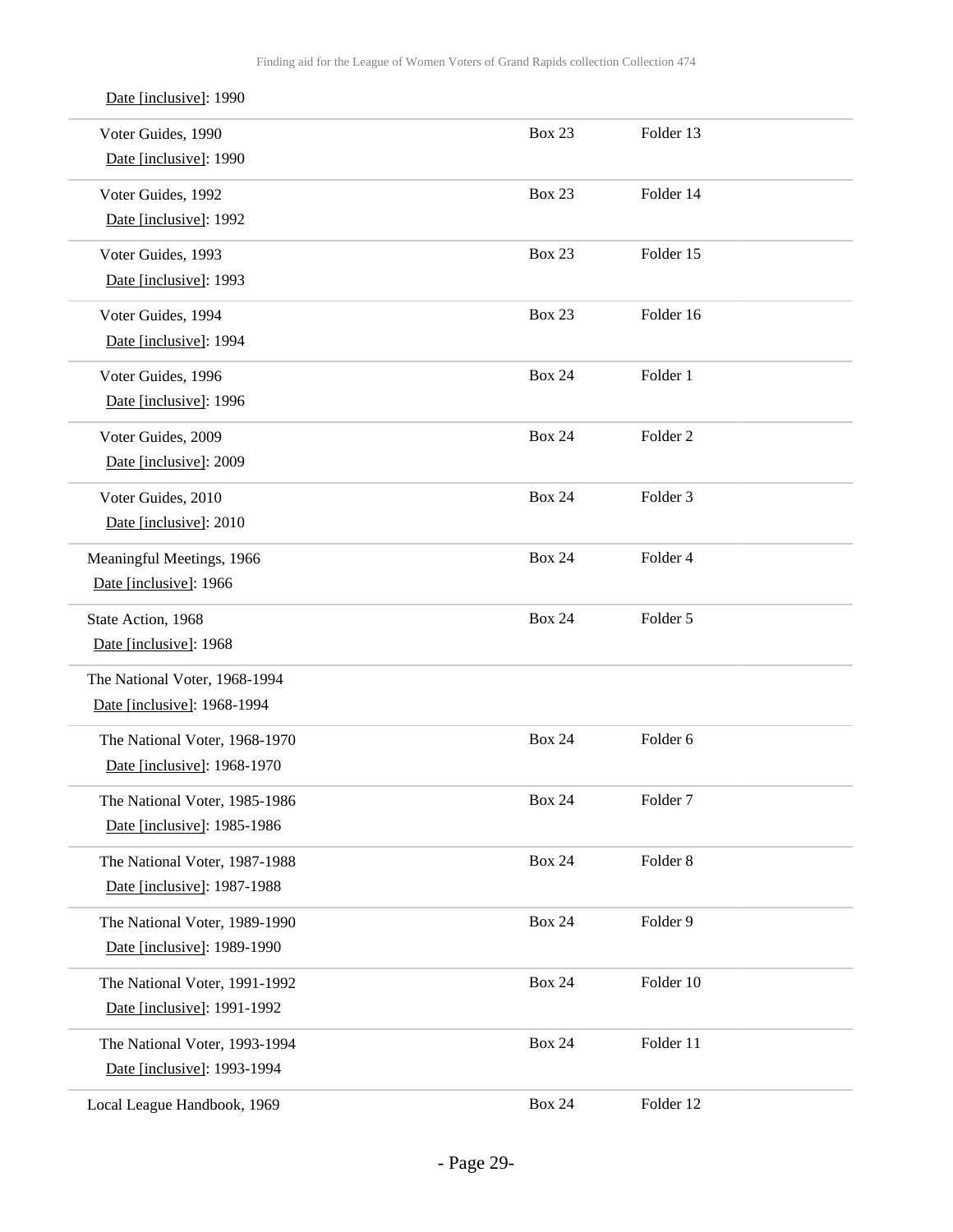Date [inclusive]: 1990

| Title | Box | Folder |
|---|---|---|
| Voter Guides, 1990<br>Date [inclusive]: 1990 | Box 23 | Folder 13 |
| Voter Guides, 1992<br>Date [inclusive]: 1992 | Box 23 | Folder 14 |
| Voter Guides, 1993<br>Date [inclusive]: 1993 | Box 23 | Folder 15 |
| Voter Guides, 1994<br>Date [inclusive]: 1994 | Box 23 | Folder 16 |
| Voter Guides, 1996<br>Date [inclusive]: 1996 | Box 24 | Folder 1 |
| Voter Guides, 2009<br>Date [inclusive]: 2009 | Box 24 | Folder 2 |
| Voter Guides, 2010<br>Date [inclusive]: 2010 | Box 24 | Folder 3 |
| Meaningful Meetings, 1966<br>Date [inclusive]: 1966 | Box 24 | Folder 4 |
| State Action, 1968<br>Date [inclusive]: 1968 | Box 24 | Folder 5 |
| The National Voter, 1968-1994<br>Date [inclusive]: 1968-1994 | | |
| The National Voter, 1968-1970<br>Date [inclusive]: 1968-1970 | Box 24 | Folder 6 |
| The National Voter, 1985-1986<br>Date [inclusive]: 1985-1986 | Box 24 | Folder 7 |
| The National Voter, 1987-1988<br>Date [inclusive]: 1987-1988 | Box 24 | Folder 8 |
| The National Voter, 1989-1990<br>Date [inclusive]: 1989-1990 | Box 24 | Folder 9 |
| The National Voter, 1991-1992<br>Date [inclusive]: 1991-1992 | Box 24 | Folder 10 |
| The National Voter, 1993-1994<br>Date [inclusive]: 1993-1994 | Box 24 | Folder 11 |
| Local League Handbook, 1969 | Box 24 | Folder 12 |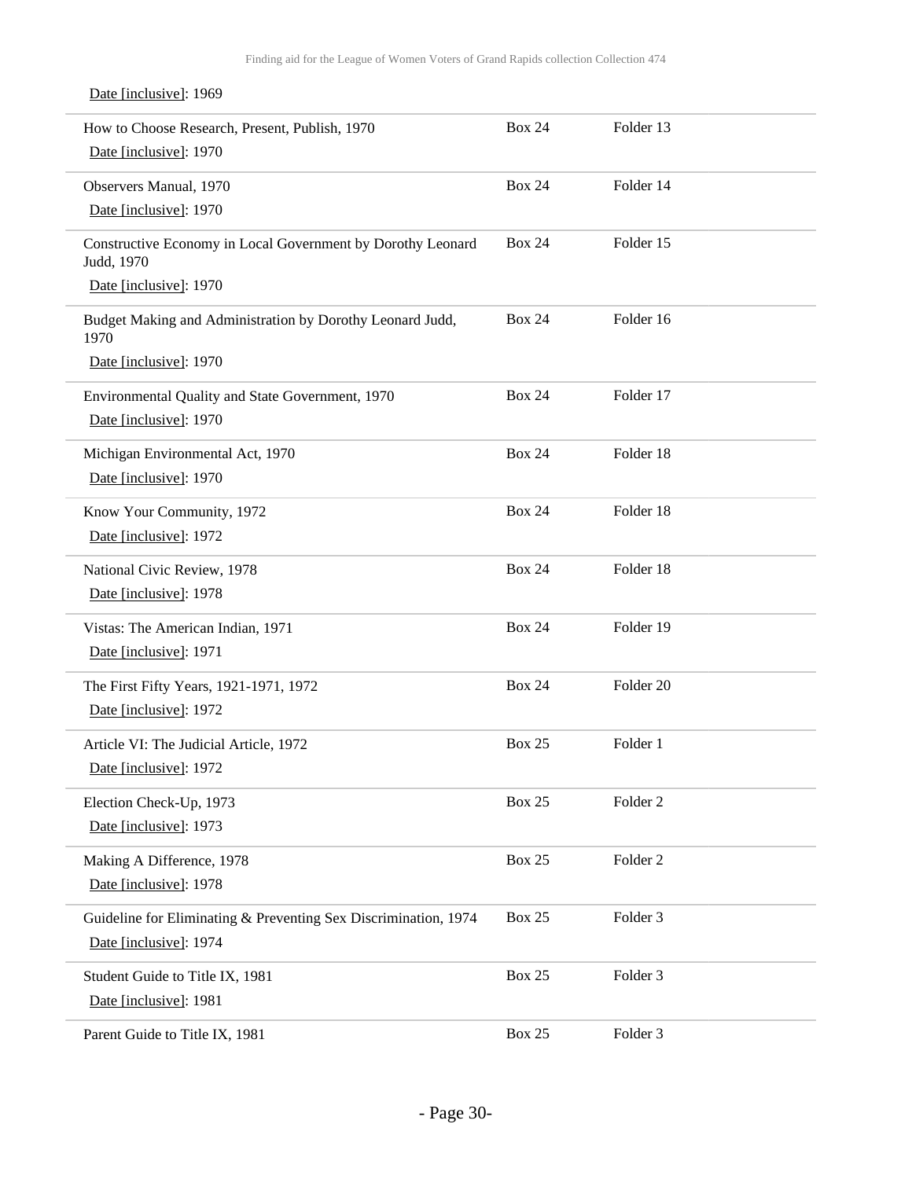Date [inclusive]: 1969

| | | |
|---|---|---|
| How to Choose Research, Present, Publish, 1970<br>Date [inclusive]: 1970 | Box 24 | Folder 13 |
| Observers Manual, 1970<br>Date [inclusive]: 1970 | Box 24 | Folder 14 |
| Constructive Economy in Local Government by Dorothy Leonard Judd, 1970<br>Date [inclusive]: 1970 | Box 24 | Folder 15 |
| Budget Making and Administration by Dorothy Leonard Judd, 1970<br>Date [inclusive]: 1970 | Box 24 | Folder 16 |
| Environmental Quality and State Government, 1970<br>Date [inclusive]: 1970 | Box 24 | Folder 17 |
| Michigan Environmental Act, 1970<br>Date [inclusive]: 1970 | Box 24 | Folder 18 |
| Know Your Community, 1972<br>Date [inclusive]: 1972 | Box 24 | Folder 18 |
| National Civic Review, 1978<br>Date [inclusive]: 1978 | Box 24 | Folder 18 |
| Vistas: The American Indian, 1971<br>Date [inclusive]: 1971 | Box 24 | Folder 19 |
| The First Fifty Years, 1921-1971, 1972<br>Date [inclusive]: 1972 | Box 24 | Folder 20 |
| Article VI: The Judicial Article, 1972<br>Date [inclusive]: 1972 | Box 25 | Folder 1 |
| Election Check-Up, 1973<br>Date [inclusive]: 1973 | Box 25 | Folder 2 |
| Making A Difference, 1978<br>Date [inclusive]: 1978 | Box 25 | Folder 2 |
| Guideline for Eliminating & Preventing Sex Discrimination, 1974<br>Date [inclusive]: 1974 | Box 25 | Folder 3 |
| Student Guide to Title IX, 1981<br>Date [inclusive]: 1981 | Box 25 | Folder 3 |
| Parent Guide to Title IX, 1981 | Box 25 | Folder 3 |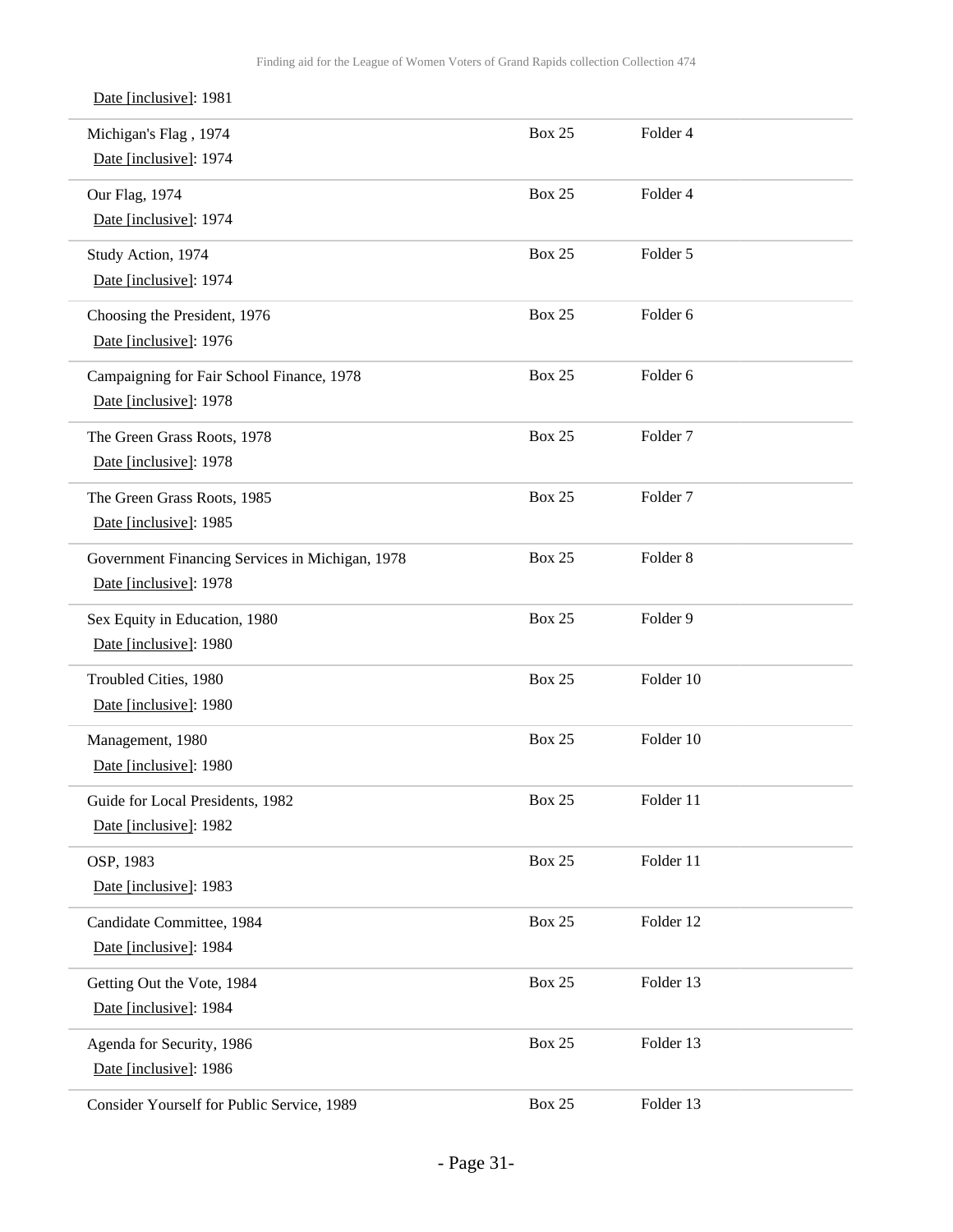Date [inclusive]: 1981

| | | |
|---|---|---|
| Michigan's Flag , 1974<br>Date [inclusive]: 1974 | Box 25 | Folder 4 |
| Our Flag, 1974<br>Date [inclusive]: 1974 | Box 25 | Folder 4 |
| Study Action, 1974<br>Date [inclusive]: 1974 | Box 25 | Folder 5 |
| Choosing the President, 1976<br>Date [inclusive]: 1976 | Box 25 | Folder 6 |
| Campaigning for Fair School Finance, 1978<br>Date [inclusive]: 1978 | Box 25 | Folder 6 |
| The Green Grass Roots, 1978<br>Date [inclusive]: 1978 | Box 25 | Folder 7 |
| The Green Grass Roots, 1985<br>Date [inclusive]: 1985 | Box 25 | Folder 7 |
| Government Financing Services in Michigan, 1978<br>Date [inclusive]: 1978 | Box 25 | Folder 8 |
| Sex Equity in Education, 1980<br>Date [inclusive]: 1980 | Box 25 | Folder 9 |
| Troubled Cities, 1980<br>Date [inclusive]: 1980 | Box 25 | Folder 10 |
| Management, 1980<br>Date [inclusive]: 1980 | Box 25 | Folder 10 |
| Guide for Local Presidents, 1982<br>Date [inclusive]: 1982 | Box 25 | Folder 11 |
| OSP, 1983<br>Date [inclusive]: 1983 | Box 25 | Folder 11 |
| Candidate Committee, 1984<br>Date [inclusive]: 1984 | Box 25 | Folder 12 |
| Getting Out the Vote, 1984<br>Date [inclusive]: 1984 | Box 25 | Folder 13 |
| Agenda for Security, 1986<br>Date [inclusive]: 1986 | Box 25 | Folder 13 |
| Consider Yourself for Public Service, 1989 | Box 25 | Folder 13 |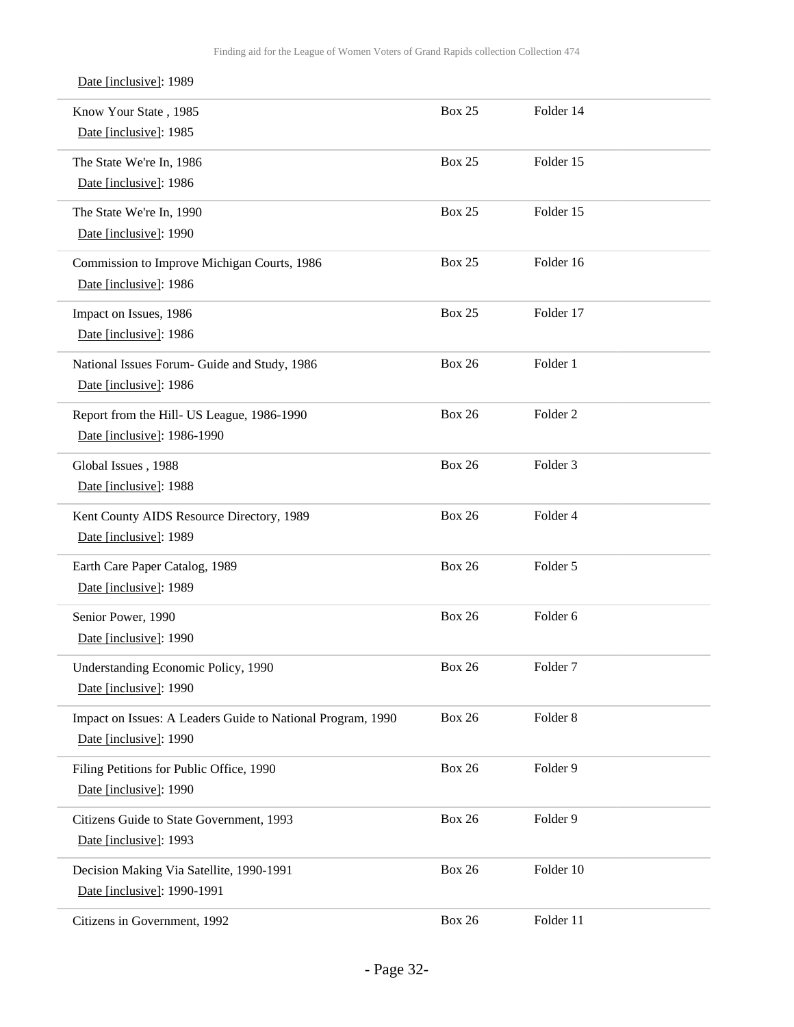Date [inclusive]: 1989

| | | |
|---|---|---|
| Know Your State , 1985<br>Date [inclusive]: 1985 | Box 25 | Folder 14 |
| The State We're In, 1986<br>Date [inclusive]: 1986 | Box 25 | Folder 15 |
| The State We're In, 1990<br>Date [inclusive]: 1990 | Box 25 | Folder 15 |
| Commission to Improve Michigan Courts, 1986<br>Date [inclusive]: 1986 | Box 25 | Folder 16 |
| Impact on Issues, 1986<br>Date [inclusive]: 1986 | Box 25 | Folder 17 |
| National Issues Forum- Guide and Study, 1986<br>Date [inclusive]: 1986 | Box 26 | Folder 1 |
| Report from the Hill- US League, 1986-1990<br>Date [inclusive]: 1986-1990 | Box 26 | Folder 2 |
| Global Issues , 1988<br>Date [inclusive]: 1988 | Box 26 | Folder 3 |
| Kent County AIDS Resource Directory, 1989<br>Date [inclusive]: 1989 | Box 26 | Folder 4 |
| Earth Care Paper Catalog, 1989<br>Date [inclusive]: 1989 | Box 26 | Folder 5 |
| Senior Power, 1990<br>Date [inclusive]: 1990 | Box 26 | Folder 6 |
| Understanding Economic Policy, 1990<br>Date [inclusive]: 1990 | Box 26 | Folder 7 |
| Impact on Issues: A Leaders Guide to National Program, 1990<br>Date [inclusive]: 1990 | Box 26 | Folder 8 |
| Filing Petitions for Public Office, 1990<br>Date [inclusive]: 1990 | Box 26 | Folder 9 |
| Citizens Guide to State Government, 1993<br>Date [inclusive]: 1993 | Box 26 | Folder 9 |
| Decision Making Via Satellite, 1990-1991<br>Date [inclusive]: 1990-1991 | Box 26 | Folder 10 |
| Citizens in Government, 1992 | Box 26 | Folder 11 |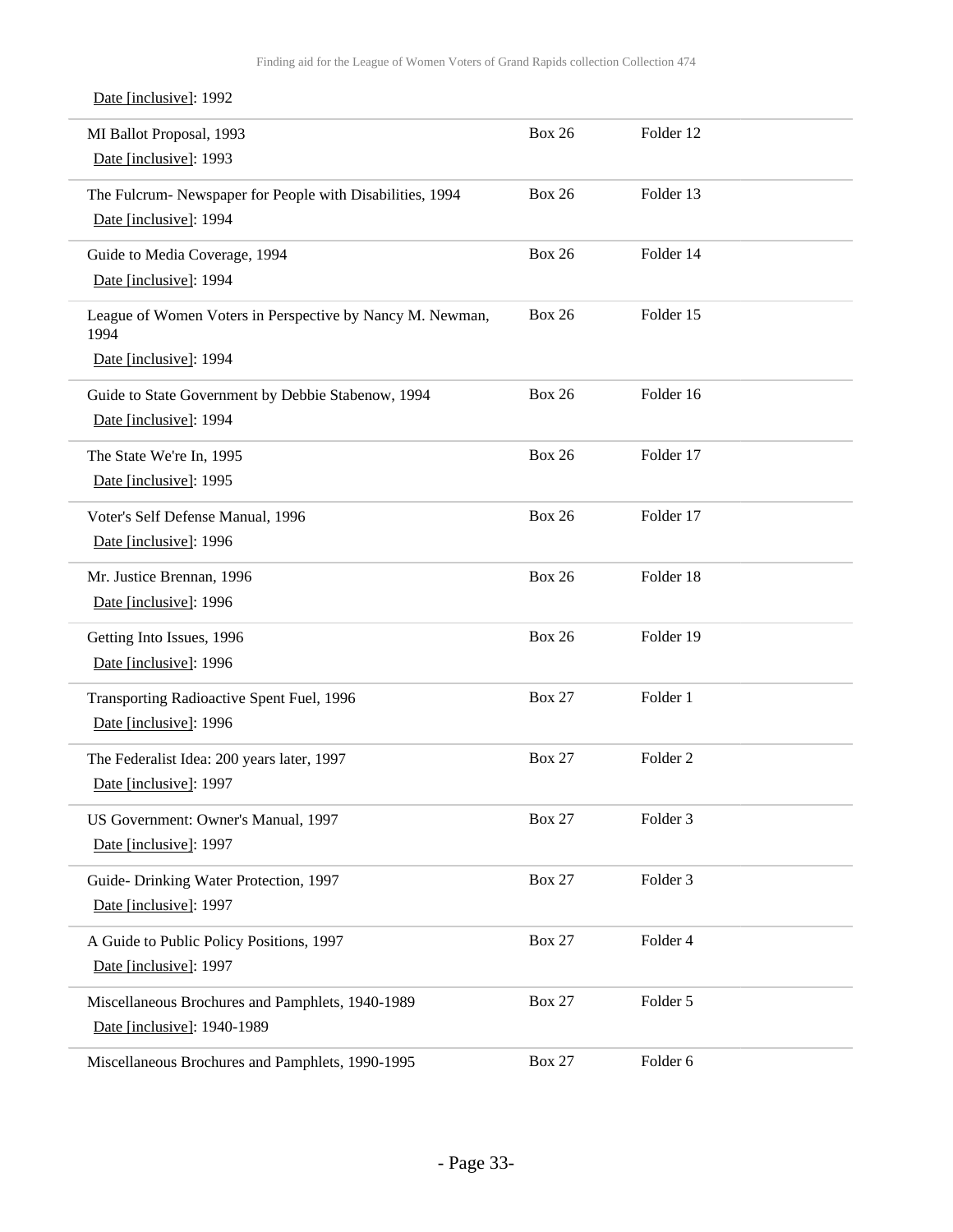Date [inclusive]: 1992

| | | |
|---|---|---|
| MI Ballot Proposal, 1993<br>Date [inclusive]: 1993 | Box 26 | Folder 12 |
| The Fulcrum- Newspaper for People with Disabilities, 1994<br>Date [inclusive]: 1994 | Box 26 | Folder 13 |
| Guide to Media Coverage, 1994<br>Date [inclusive]: 1994 | Box 26 | Folder 14 |
| League of Women Voters in Perspective by Nancy M. Newman, 1994<br>Date [inclusive]: 1994 | Box 26 | Folder 15 |
| Guide to State Government by Debbie Stabenow, 1994<br>Date [inclusive]: 1994 | Box 26 | Folder 16 |
| The State We're In, 1995<br>Date [inclusive]: 1995 | Box 26 | Folder 17 |
| Voter's Self Defense Manual, 1996<br>Date [inclusive]: 1996 | Box 26 | Folder 17 |
| Mr. Justice Brennan, 1996<br>Date [inclusive]: 1996 | Box 26 | Folder 18 |
| Getting Into Issues, 1996<br>Date [inclusive]: 1996 | Box 26 | Folder 19 |
| Transporting Radioactive Spent Fuel, 1996<br>Date [inclusive]: 1996 | Box 27 | Folder 1 |
| The Federalist Idea: 200 years later, 1997<br>Date [inclusive]: 1997 | Box 27 | Folder 2 |
| US Government: Owner's Manual, 1997<br>Date [inclusive]: 1997 | Box 27 | Folder 3 |
| Guide- Drinking Water Protection, 1997<br>Date [inclusive]: 1997 | Box 27 | Folder 3 |
| A Guide to Public Policy Positions, 1997<br>Date [inclusive]: 1997 | Box 27 | Folder 4 |
| Miscellaneous Brochures and Pamphlets, 1940-1989<br>Date [inclusive]: 1940-1989 | Box 27 | Folder 5 |
| Miscellaneous Brochures and Pamphlets, 1990-1995 | Box 27 | Folder 6 |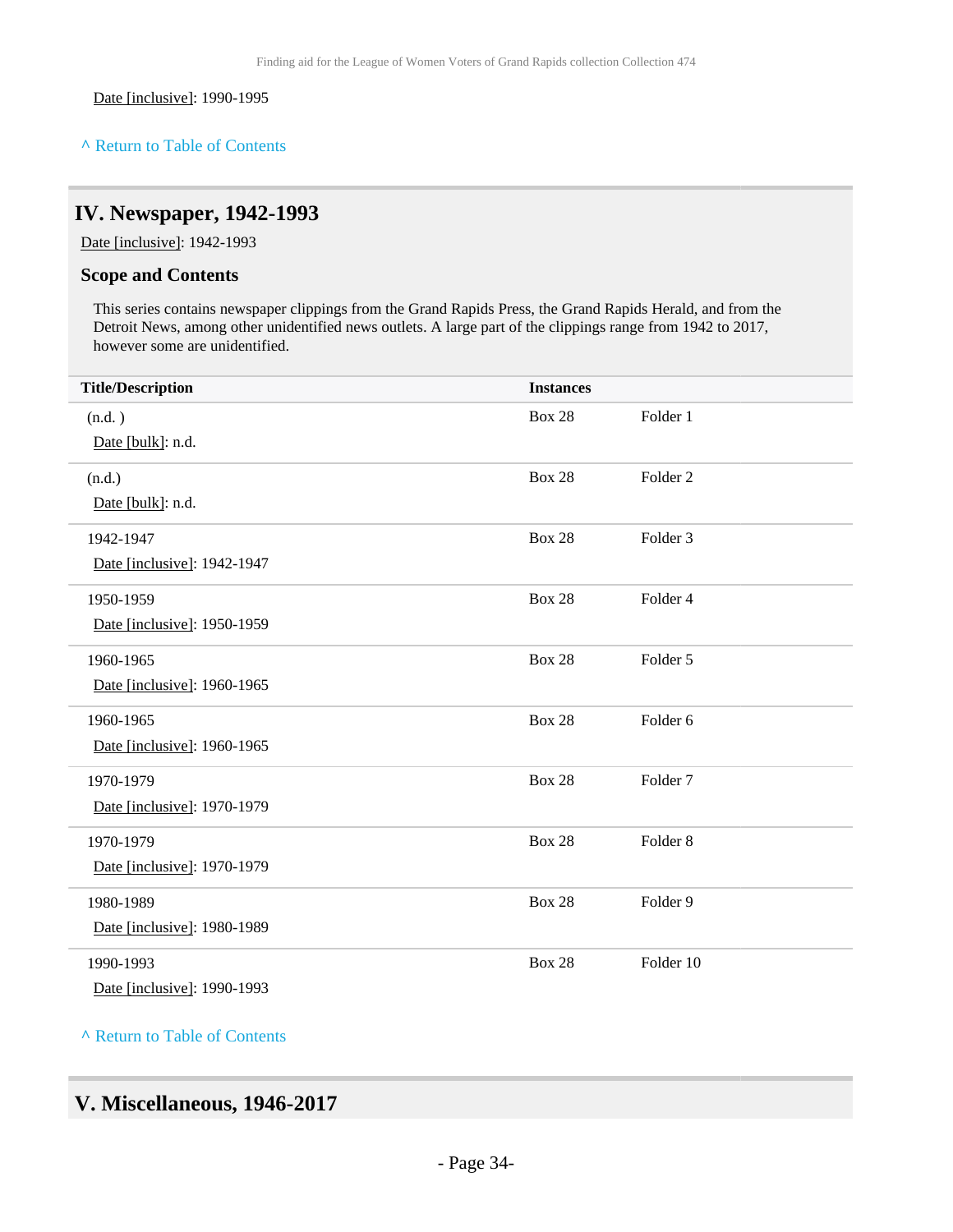Date [inclusive]: 1990-1995

^ Return to Table of Contents

## IV. Newspaper, 1942-1993

Date [inclusive]: 1942-1993

### Scope and Contents

This series contains newspaper clippings from the Grand Rapids Press, the Grand Rapids Herald, and from the Detroit News, among other unidentified news outlets. A large part of the clippings range from 1942 to 2017, however some are unidentified.

| Title/Description | Instances | |
|---|---|---|
| (n.d. )<br>Date [bulk]: n.d. | Box 28 | Folder 1 |
| (n.d.)<br>Date [bulk]: n.d. | Box 28 | Folder 2 |
| 1942-1947<br>Date [inclusive]: 1942-1947 | Box 28 | Folder 3 |
| 1950-1959<br>Date [inclusive]: 1950-1959 | Box 28 | Folder 4 |
| 1960-1965<br>Date [inclusive]: 1960-1965 | Box 28 | Folder 5 |
| 1960-1965<br>Date [inclusive]: 1960-1965 | Box 28 | Folder 6 |
| 1970-1979<br>Date [inclusive]: 1970-1979 | Box 28 | Folder 7 |
| 1970-1979<br>Date [inclusive]: 1970-1979 | Box 28 | Folder 8 |
| 1980-1989<br>Date [inclusive]: 1980-1989 | Box 28 | Folder 9 |
| 1990-1993<br>Date [inclusive]: 1990-1993 | Box 28 | Folder 10 |

^ Return to Table of Contents

## V. Miscellaneous, 1946-2017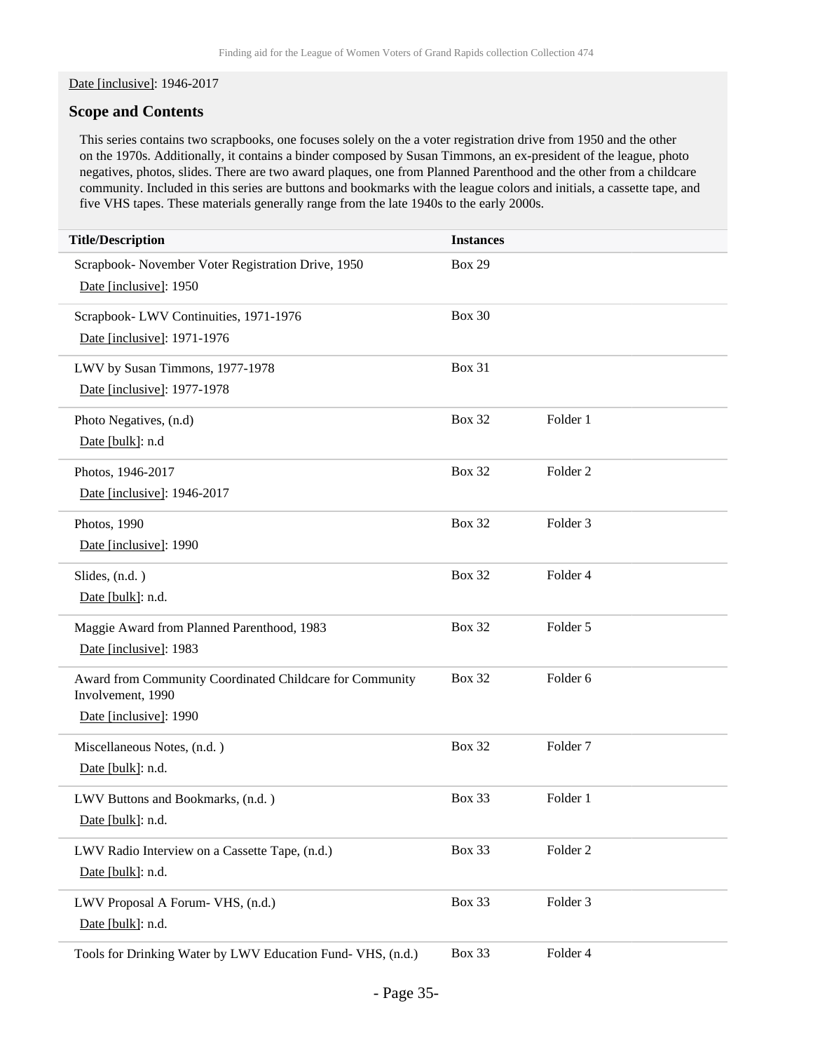Date [inclusive]: 1946-2017

## Scope and Contents

This series contains two scrapbooks, one focuses solely on the a voter registration drive from 1950 and the other on the 1970s. Additionally, it contains a binder composed by Susan Timmons, an ex-president of the league, photo negatives, photos, slides. There are two award plaques, one from Planned Parenthood and the other from a childcare community. Included in this series are buttons and bookmarks with the league colors and initials, a cassette tape, and five VHS tapes. These materials generally range from the late 1940s to the early 2000s.

| Title/Description | Instances | |
|---|---|---|
| Scrapbook- November Voter Registration Drive, 1950<br>Date [inclusive]: 1950 | Box 29 | |
| Scrapbook- LWV Continuities, 1971-1976<br>Date [inclusive]: 1971-1976 | Box 30 | |
| LWV by Susan Timmons, 1977-1978<br>Date [inclusive]: 1977-1978 | Box 31 | |
| Photo Negatives, (n.d)<br>Date [bulk]: n.d | Box 32 | Folder 1 |
| Photos, 1946-2017<br>Date [inclusive]: 1946-2017 | Box 32 | Folder 2 |
| Photos, 1990<br>Date [inclusive]: 1990 | Box 32 | Folder 3 |
| Slides, (n.d. )<br>Date [bulk]: n.d. | Box 32 | Folder 4 |
| Maggie Award from Planned Parenthood, 1983<br>Date [inclusive]: 1983 | Box 32 | Folder 5 |
| Award from Community Coordinated Childcare for Community Involvement, 1990<br>Date [inclusive]: 1990 | Box 32 | Folder 6 |
| Miscellaneous Notes, (n.d. )<br>Date [bulk]: n.d. | Box 32 | Folder 7 |
| LWV Buttons and Bookmarks, (n.d. )<br>Date [bulk]: n.d. | Box 33 | Folder 1 |
| LWV Radio Interview on a Cassette Tape, (n.d.)<br>Date [bulk]: n.d. | Box 33 | Folder 2 |
| LWV Proposal A Forum- VHS, (n.d.)<br>Date [bulk]: n.d. | Box 33 | Folder 3 |
| Tools for Drinking Water by LWV Education Fund- VHS, (n.d.) | Box 33 | Folder 4 |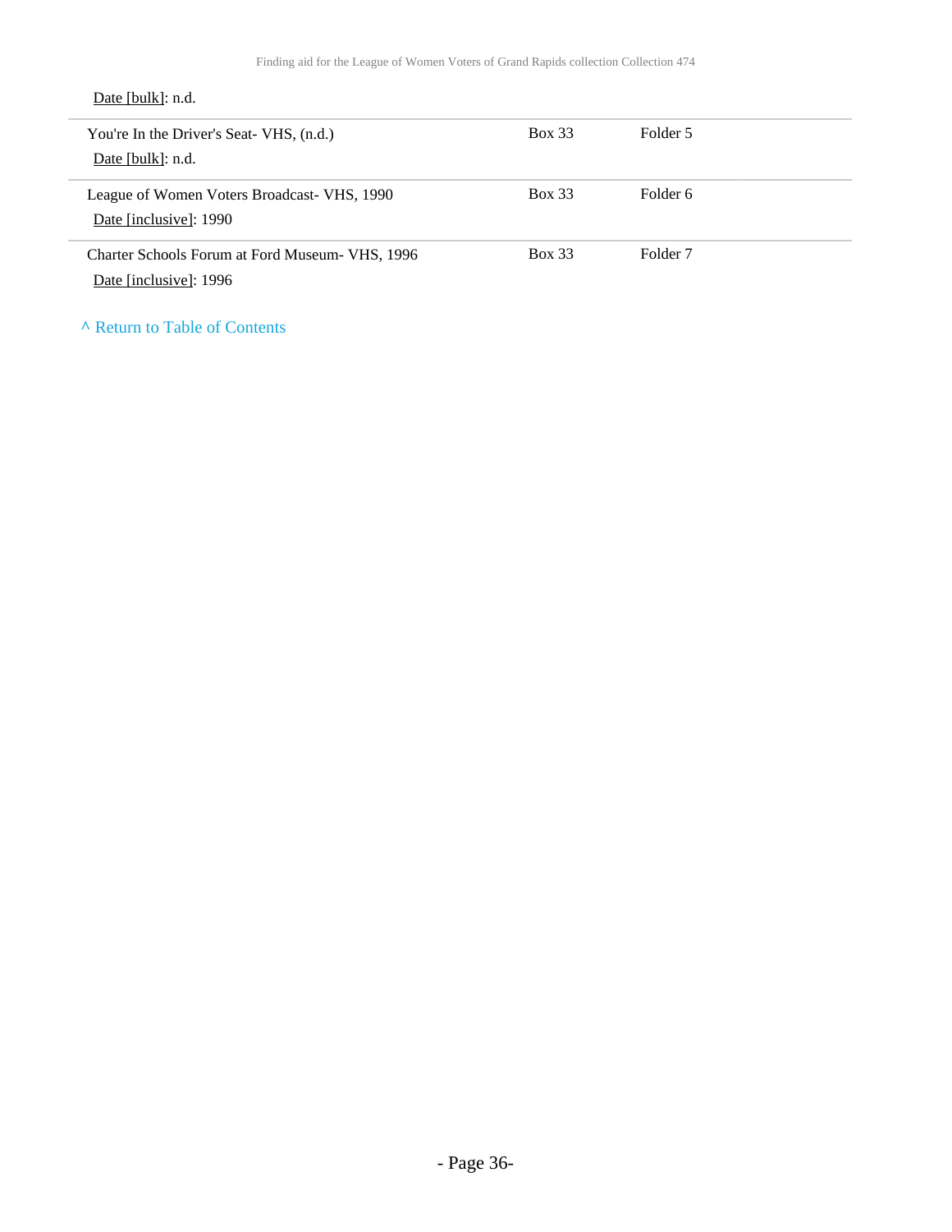Date [bulk]: n.d.

| | | |
|---|---|---|
| You're In the Driver's Seat- VHS, (n.d.)<br>Date [bulk]: n.d. | Box 33 | Folder 5 |
| League of Women Voters Broadcast- VHS, 1990<br>Date [inclusive]: 1990 | Box 33 | Folder 6 |
| Charter Schools Forum at Ford Museum- VHS, 1996<br>Date [inclusive]: 1996 | Box 33 | Folder 7 |

^ Return to Table of Contents